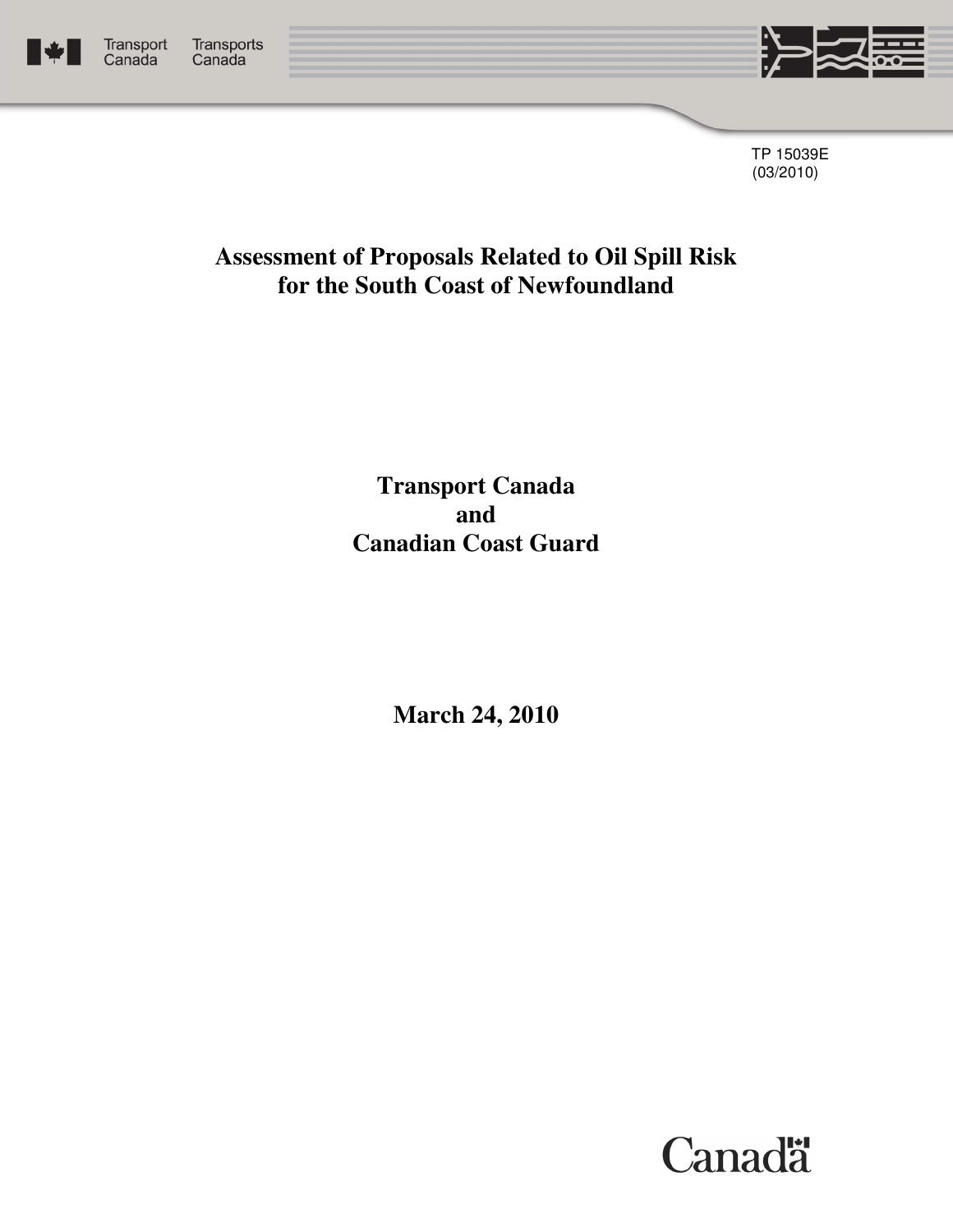Transport Canada Transports Canada

TP 15039E
(03/2010)

# Assessment of Proposals Related to Oil Spill Risk for the South Coast of Newfoundland

**Transport Canada**
**and**
**Canadian Coast Guard**

**March 24, 2010**

Canada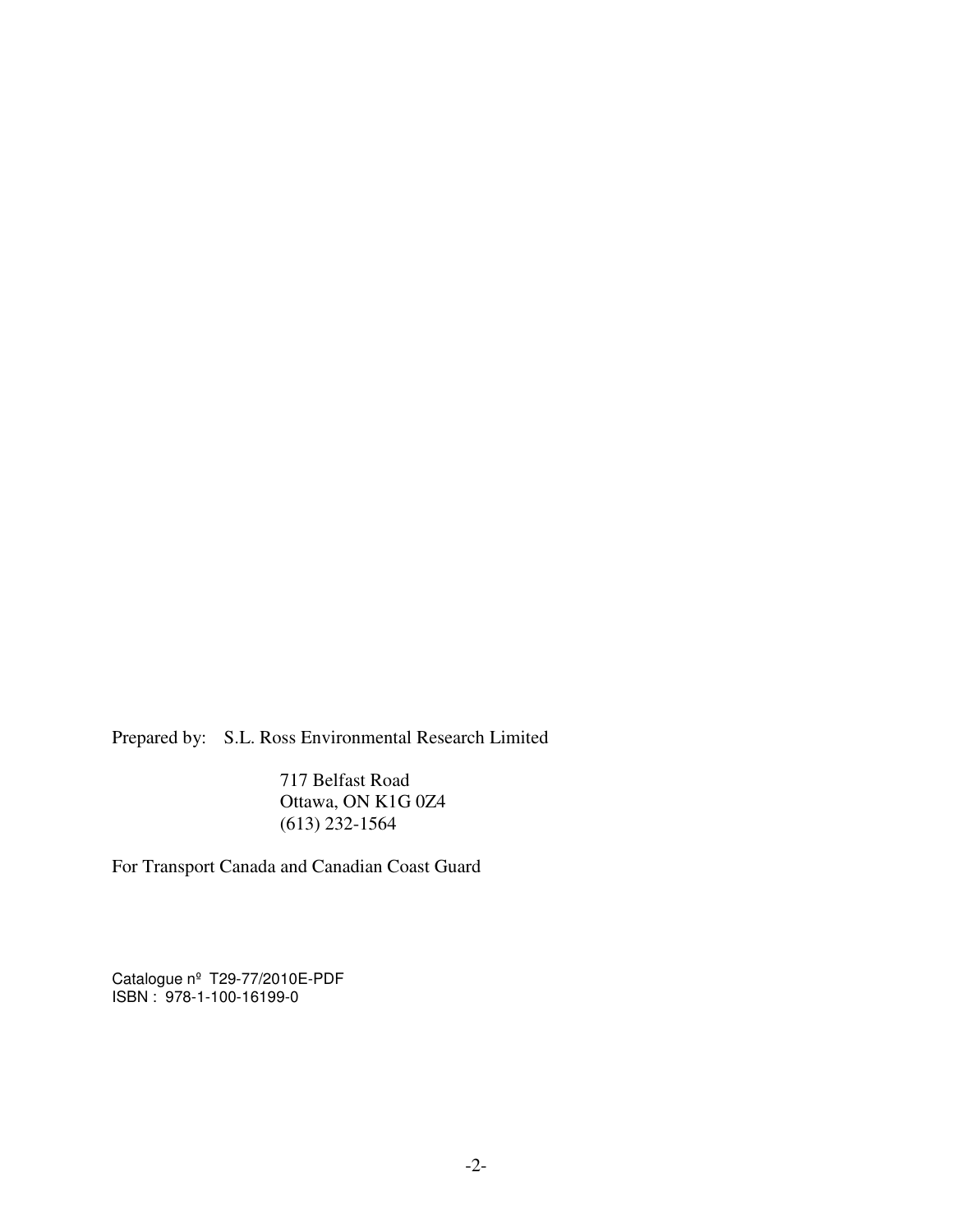Prepared by: S.L. Ross Environmental Research Limited

717 Belfast Road
Ottawa, ON K1G 0Z4
(613) 232-1564

For Transport Canada and Canadian Coast Guard

Catalogue nº T29-77/2010E-PDF
ISBN : 978-1-100-16199-0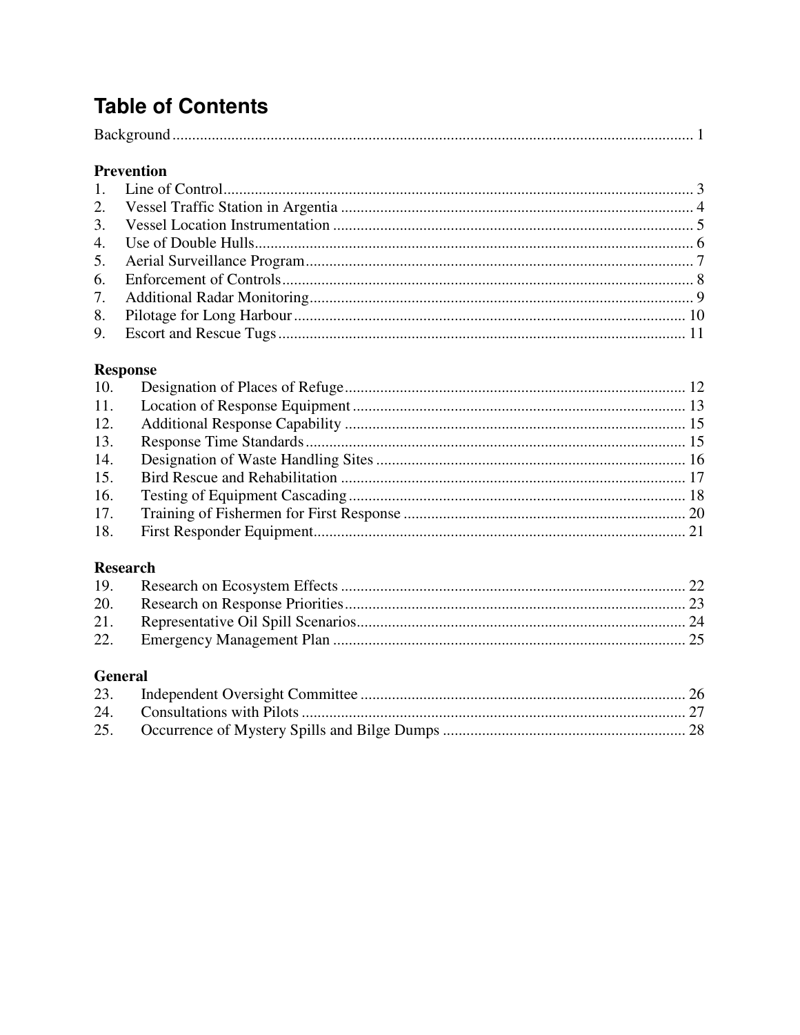# Table of Contents

Background ..................................................................................................................... 1

**Prevention**

1. Line of Control ........................................................................................................ 3
2. Vessel Traffic Station in Argentia ......................................................................... 4
3. Vessel Location Instrumentation ........................................................................... 5
4. Use of Double Hulls ............................................................................................... 6
5. Aerial Surveillance Program ................................................................................. 7
6. Enforcement of Controls ........................................................................................ 8
7. Additional Radar Monitoring ................................................................................. 9
8. Pilotage for Long Harbour .................................................................................... 10
9. Escort and Rescue Tugs ....................................................................................... 11

**Response**

10. Designation of Places of Refuge ...................................................................... 12
11. Location of Response Equipment .................................................................... 13
12. Additional Response Capability ...................................................................... 15
13. Response Time Standards ................................................................................ 15
14. Designation of Waste Handling Sites .............................................................. 16
15. Bird Rescue and Rehabilitation ....................................................................... 17
16. Testing of Equipment Cascading ..................................................................... 18
17. Training of Fishermen for First Response ....................................................... 20
18. First Responder Equipment .............................................................................. 21

**Research**

19. Research on Ecosystem Effects ....................................................................... 22
20. Research on Response Priorities ...................................................................... 23
21. Representative Oil Spill Scenarios ................................................................... 24
22. Emergency Management Plan .......................................................................... 25

**General**

23. Independent Oversight Committee .................................................................. 26
24. Consultations with Pilots ................................................................................. 27
25. Occurrence of Mystery Spills and Bilge Dumps ............................................. 28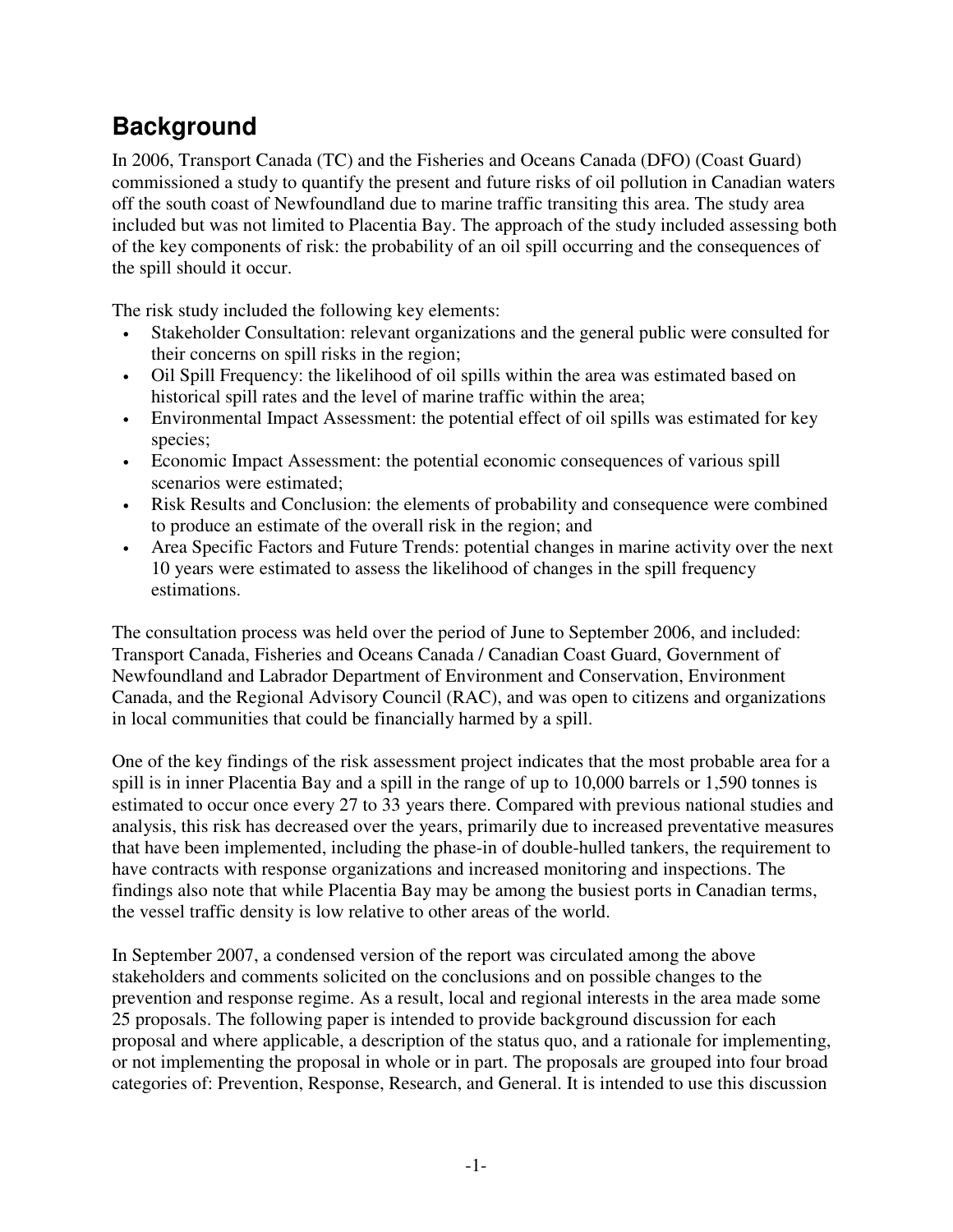## Background

In 2006, Transport Canada (TC) and the Fisheries and Oceans Canada (DFO) (Coast Guard) commissioned a study to quantify the present and future risks of oil pollution in Canadian waters off the south coast of Newfoundland due to marine traffic transiting this area. The study area included but was not limited to Placentia Bay. The approach of the study included assessing both of the key components of risk: the probability of an oil spill occurring and the consequences of the spill should it occur.

The risk study included the following key elements:

- Stakeholder Consultation: relevant organizations and the general public were consulted for their concerns on spill risks in the region;
- Oil Spill Frequency: the likelihood of oil spills within the area was estimated based on historical spill rates and the level of marine traffic within the area;
- Environmental Impact Assessment: the potential effect of oil spills was estimated for key species;
- Economic Impact Assessment: the potential economic consequences of various spill scenarios were estimated;
- Risk Results and Conclusion: the elements of probability and consequence were combined to produce an estimate of the overall risk in the region; and
- Area Specific Factors and Future Trends: potential changes in marine activity over the next 10 years were estimated to assess the likelihood of changes in the spill frequency estimations.

The consultation process was held over the period of June to September 2006, and included: Transport Canada, Fisheries and Oceans Canada / Canadian Coast Guard, Government of Newfoundland and Labrador Department of Environment and Conservation, Environment Canada, and the Regional Advisory Council (RAC), and was open to citizens and organizations in local communities that could be financially harmed by a spill.

One of the key findings of the risk assessment project indicates that the most probable area for a spill is in inner Placentia Bay and a spill in the range of up to 10,000 barrels or 1,590 tonnes is estimated to occur once every 27 to 33 years there. Compared with previous national studies and analysis, this risk has decreased over the years, primarily due to increased preventative measures that have been implemented, including the phase-in of double-hulled tankers, the requirement to have contracts with response organizations and increased monitoring and inspections. The findings also note that while Placentia Bay may be among the busiest ports in Canadian terms, the vessel traffic density is low relative to other areas of the world.

In September 2007, a condensed version of the report was circulated among the above stakeholders and comments solicited on the conclusions and on possible changes to the prevention and response regime. As a result, local and regional interests in the area made some 25 proposals. The following paper is intended to provide background discussion for each proposal and where applicable, a description of the status quo, and a rationale for implementing, or not implementing the proposal in whole or in part. The proposals are grouped into four broad categories of: Prevention, Response, Research, and General. It is intended to use this discussion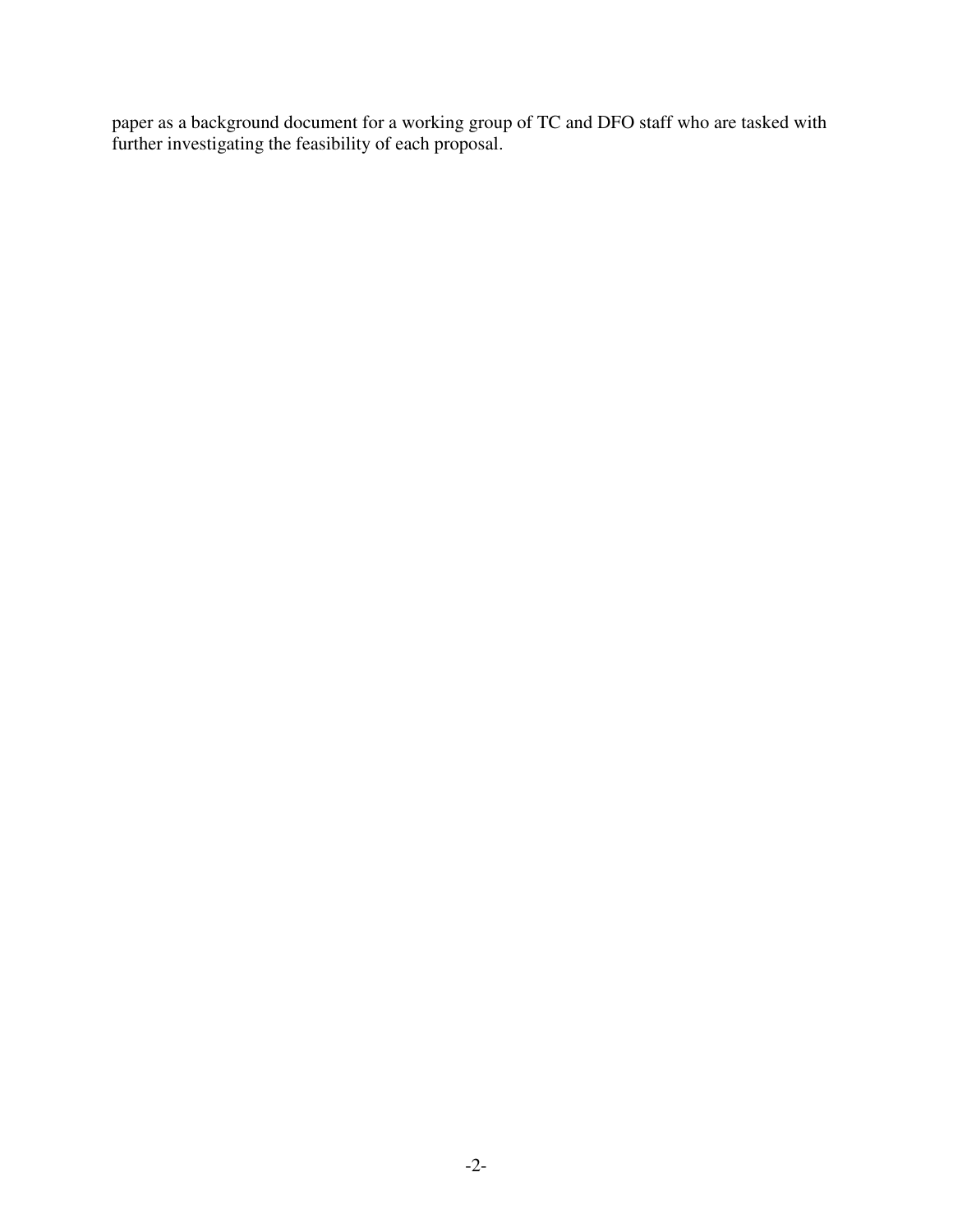paper as a background document for a working group of TC and DFO staff who are tasked with further investigating the feasibility of each proposal.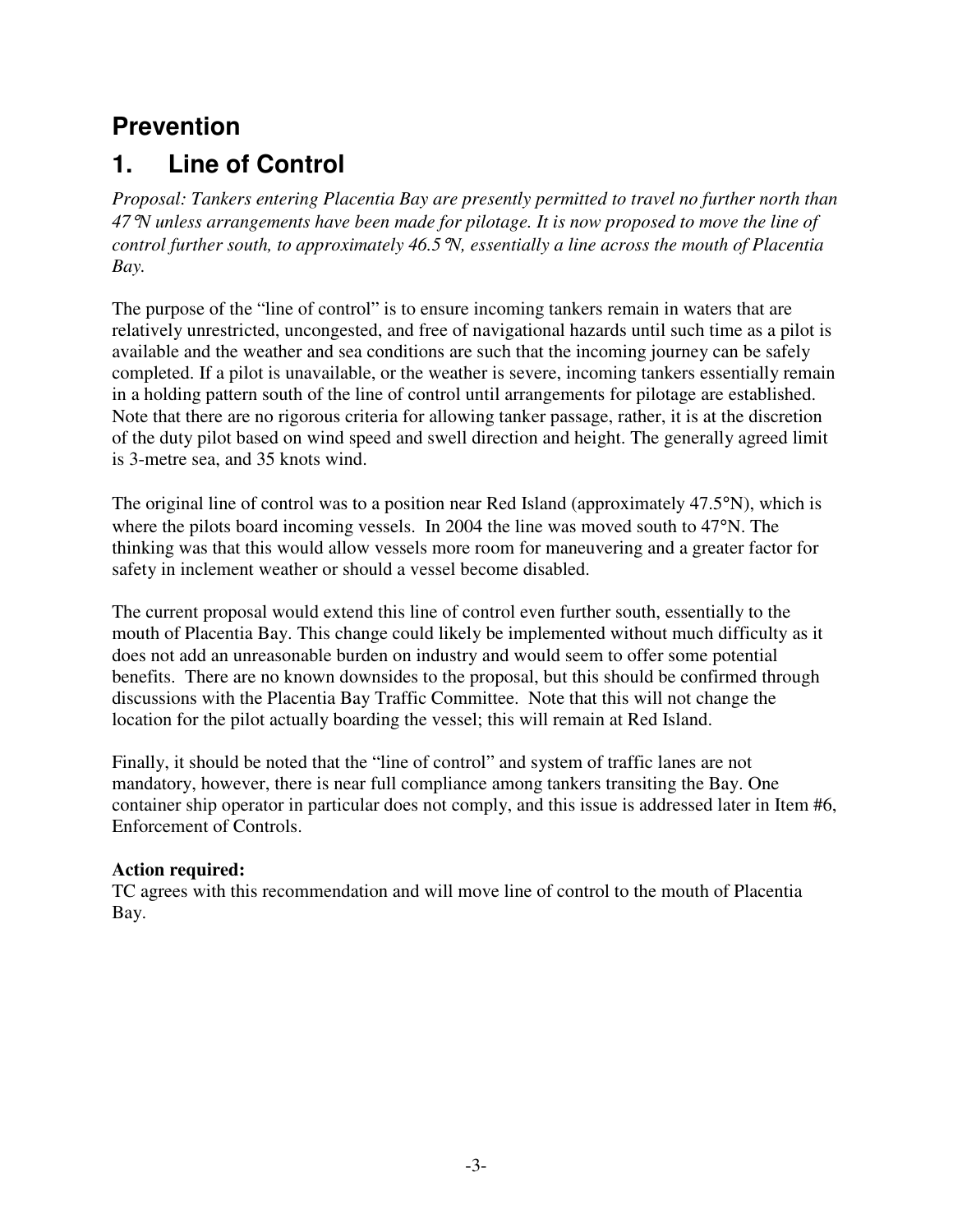# Prevention

## 1. Line of Control

*Proposal: Tankers entering Placentia Bay are presently permitted to travel no further north than 47°N unless arrangements have been made for pilotage. It is now proposed to move the line of control further south, to approximately 46.5°N, essentially a line across the mouth of Placentia Bay.*

The purpose of the "line of control" is to ensure incoming tankers remain in waters that are relatively unrestricted, uncongested, and free of navigational hazards until such time as a pilot is available and the weather and sea conditions are such that the incoming journey can be safely completed. If a pilot is unavailable, or the weather is severe, incoming tankers essentially remain in a holding pattern south of the line of control until arrangements for pilotage are established. Note that there are no rigorous criteria for allowing tanker passage, rather, it is at the discretion of the duty pilot based on wind speed and swell direction and height. The generally agreed limit is 3-metre sea, and 35 knots wind.

The original line of control was to a position near Red Island (approximately 47.5°N), which is where the pilots board incoming vessels. In 2004 the line was moved south to 47°N. The thinking was that this would allow vessels more room for maneuvering and a greater factor for safety in inclement weather or should a vessel become disabled.

The current proposal would extend this line of control even further south, essentially to the mouth of Placentia Bay. This change could likely be implemented without much difficulty as it does not add an unreasonable burden on industry and would seem to offer some potential benefits. There are no known downsides to the proposal, but this should be confirmed through discussions with the Placentia Bay Traffic Committee. Note that this will not change the location for the pilot actually boarding the vessel; this will remain at Red Island.

Finally, it should be noted that the "line of control" and system of traffic lanes are not mandatory, however, there is near full compliance among tankers transiting the Bay. One container ship operator in particular does not comply, and this issue is addressed later in Item #6, Enforcement of Controls.

**Action required:**
TC agrees with this recommendation and will move line of control to the mouth of Placentia Bay.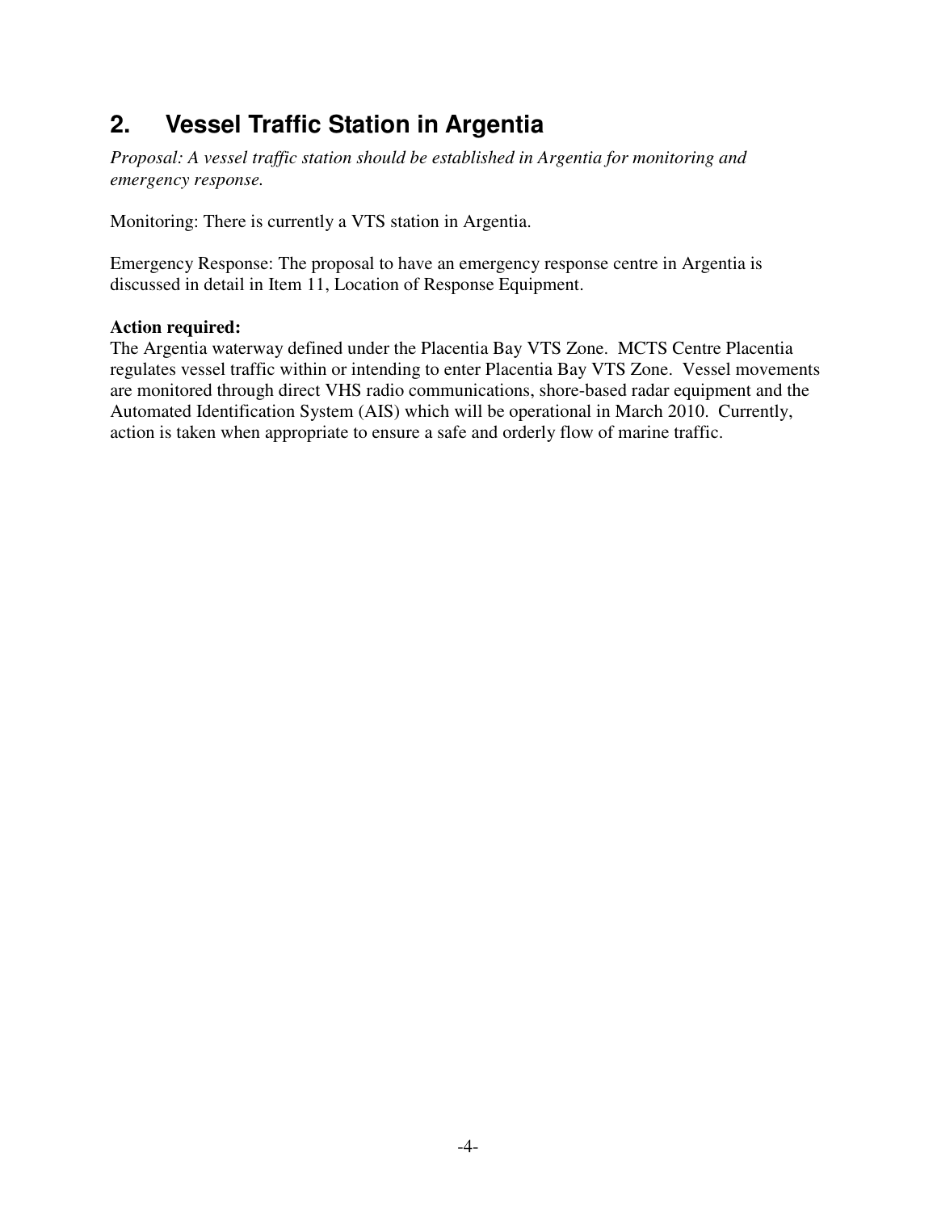## 2. Vessel Traffic Station in Argentia

*Proposal: A vessel traffic station should be established in Argentia for monitoring and emergency response.*

Monitoring: There is currently a VTS station in Argentia.

Emergency Response: The proposal to have an emergency response centre in Argentia is discussed in detail in Item 11, Location of Response Equipment.

**Action required:**
The Argentia waterway defined under the Placentia Bay VTS Zone. MCTS Centre Placentia regulates vessel traffic within or intending to enter Placentia Bay VTS Zone. Vessel movements are monitored through direct VHS radio communications, shore-based radar equipment and the Automated Identification System (AIS) which will be operational in March 2010. Currently, action is taken when appropriate to ensure a safe and orderly flow of marine traffic.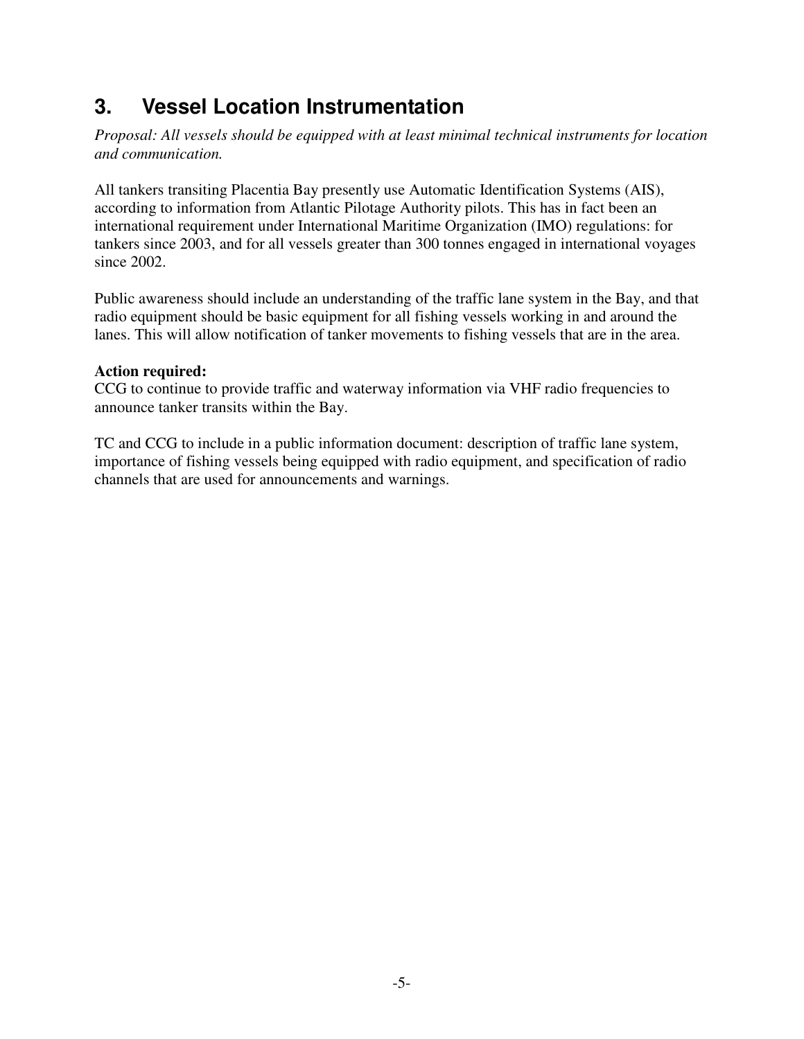## 3. Vessel Location Instrumentation

*Proposal: All vessels should be equipped with at least minimal technical instruments for location and communication.*

All tankers transiting Placentia Bay presently use Automatic Identification Systems (AIS), according to information from Atlantic Pilotage Authority pilots. This has in fact been an international requirement under International Maritime Organization (IMO) regulations: for tankers since 2003, and for all vessels greater than 300 tonnes engaged in international voyages since 2002.

Public awareness should include an understanding of the traffic lane system in the Bay, and that radio equipment should be basic equipment for all fishing vessels working in and around the lanes. This will allow notification of tanker movements to fishing vessels that are in the area.

**Action required:**
CCG to continue to provide traffic and waterway information via VHF radio frequencies to announce tanker transits within the Bay.

TC and CCG to include in a public information document: description of traffic lane system, importance of fishing vessels being equipped with radio equipment, and specification of radio channels that are used for announcements and warnings.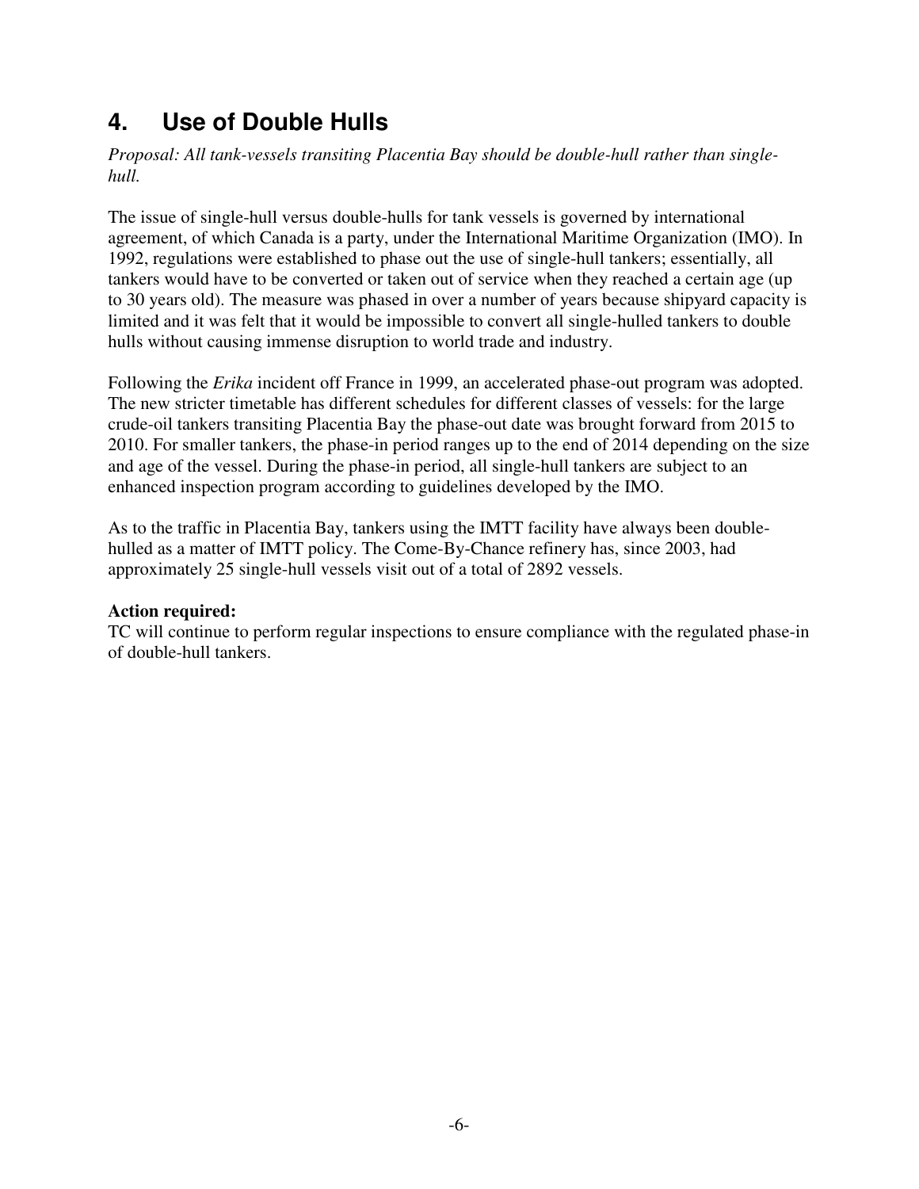## 4. Use of Double Hulls

*Proposal: All tank-vessels transiting Placentia Bay should be double-hull rather than single-hull.*

The issue of single-hull versus double-hulls for tank vessels is governed by international agreement, of which Canada is a party, under the International Maritime Organization (IMO). In 1992, regulations were established to phase out the use of single-hull tankers; essentially, all tankers would have to be converted or taken out of service when they reached a certain age (up to 30 years old). The measure was phased in over a number of years because shipyard capacity is limited and it was felt that it would be impossible to convert all single-hulled tankers to double hulls without causing immense disruption to world trade and industry.

Following the *Erika* incident off France in 1999, an accelerated phase-out program was adopted. The new stricter timetable has different schedules for different classes of vessels: for the large crude-oil tankers transiting Placentia Bay the phase-out date was brought forward from 2015 to 2010. For smaller tankers, the phase-in period ranges up to the end of 2014 depending on the size and age of the vessel. During the phase-in period, all single-hull tankers are subject to an enhanced inspection program according to guidelines developed by the IMO.

As to the traffic in Placentia Bay, tankers using the IMTT facility have always been double-hulled as a matter of IMTT policy. The Come-By-Chance refinery has, since 2003, had approximately 25 single-hull vessels visit out of a total of 2892 vessels.

**Action required:**
TC will continue to perform regular inspections to ensure compliance with the regulated phase-in of double-hull tankers.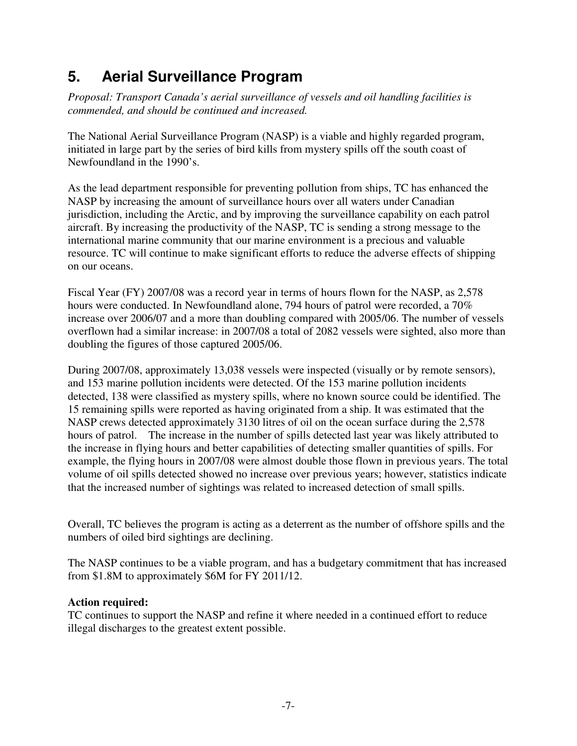## 5. Aerial Surveillance Program

*Proposal: Transport Canada's aerial surveillance of vessels and oil handling facilities is commended, and should be continued and increased.*

The National Aerial Surveillance Program (NASP) is a viable and highly regarded program, initiated in large part by the series of bird kills from mystery spills off the south coast of Newfoundland in the 1990's.

As the lead department responsible for preventing pollution from ships, TC has enhanced the NASP by increasing the amount of surveillance hours over all waters under Canadian jurisdiction, including the Arctic, and by improving the surveillance capability on each patrol aircraft. By increasing the productivity of the NASP, TC is sending a strong message to the international marine community that our marine environment is a precious and valuable resource. TC will continue to make significant efforts to reduce the adverse effects of shipping on our oceans.

Fiscal Year (FY) 2007/08 was a record year in terms of hours flown for the NASP, as 2,578 hours were conducted. In Newfoundland alone, 794 hours of patrol were recorded, a 70% increase over 2006/07 and a more than doubling compared with 2005/06. The number of vessels overflown had a similar increase: in 2007/08 a total of 2082 vessels were sighted, also more than doubling the figures of those captured 2005/06.

During 2007/08, approximately 13,038 vessels were inspected (visually or by remote sensors), and 153 marine pollution incidents were detected. Of the 153 marine pollution incidents detected, 138 were classified as mystery spills, where no known source could be identified. The 15 remaining spills were reported as having originated from a ship. It was estimated that the NASP crews detected approximately 3130 litres of oil on the ocean surface during the 2,578 hours of patrol. The increase in the number of spills detected last year was likely attributed to the increase in flying hours and better capabilities of detecting smaller quantities of spills. For example, the flying hours in 2007/08 were almost double those flown in previous years. The total volume of oil spills detected showed no increase over previous years; however, statistics indicate that the increased number of sightings was related to increased detection of small spills.

Overall, TC believes the program is acting as a deterrent as the number of offshore spills and the numbers of oiled bird sightings are declining.

The NASP continues to be a viable program, and has a budgetary commitment that has increased from $1.8M to approximately $6M for FY 2011/12.

**Action required:**
TC continues to support the NASP and refine it where needed in a continued effort to reduce illegal discharges to the greatest extent possible.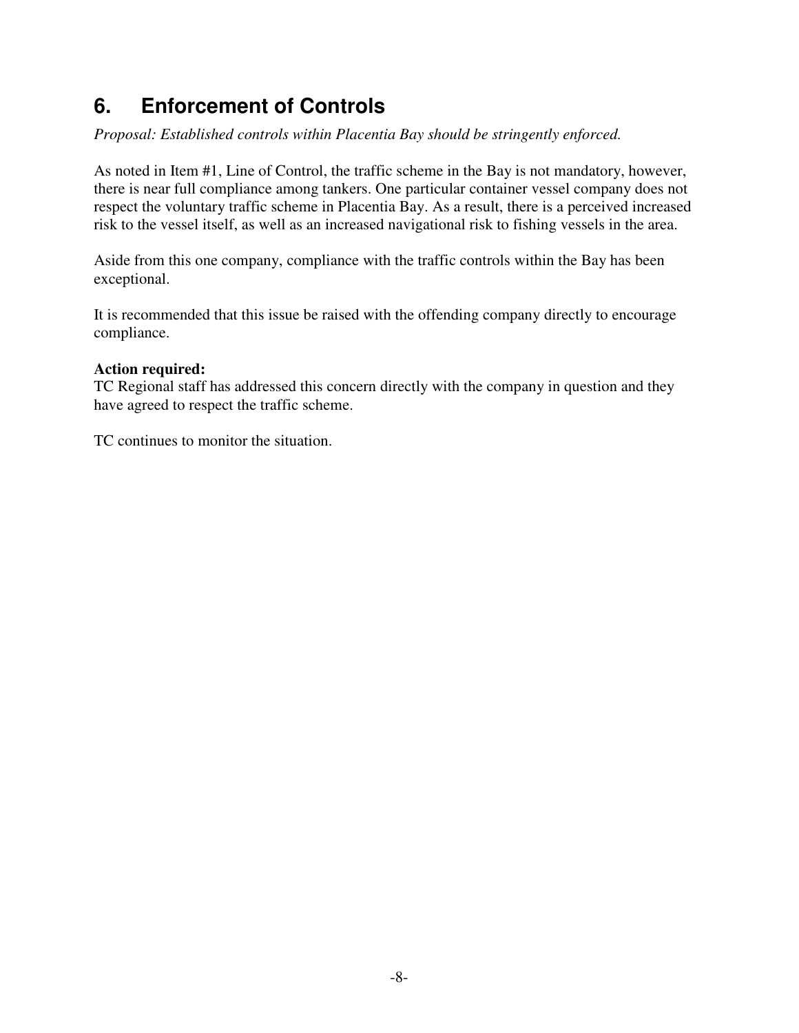## 6. Enforcement of Controls

*Proposal: Established controls within Placentia Bay should be stringently enforced.*

As noted in Item #1, Line of Control, the traffic scheme in the Bay is not mandatory, however, there is near full compliance among tankers. One particular container vessel company does not respect the voluntary traffic scheme in Placentia Bay. As a result, there is a perceived increased risk to the vessel itself, as well as an increased navigational risk to fishing vessels in the area.

Aside from this one company, compliance with the traffic controls within the Bay has been exceptional.

It is recommended that this issue be raised with the offending company directly to encourage compliance.

**Action required:**
TC Regional staff has addressed this concern directly with the company in question and they have agreed to respect the traffic scheme.

TC continues to monitor the situation.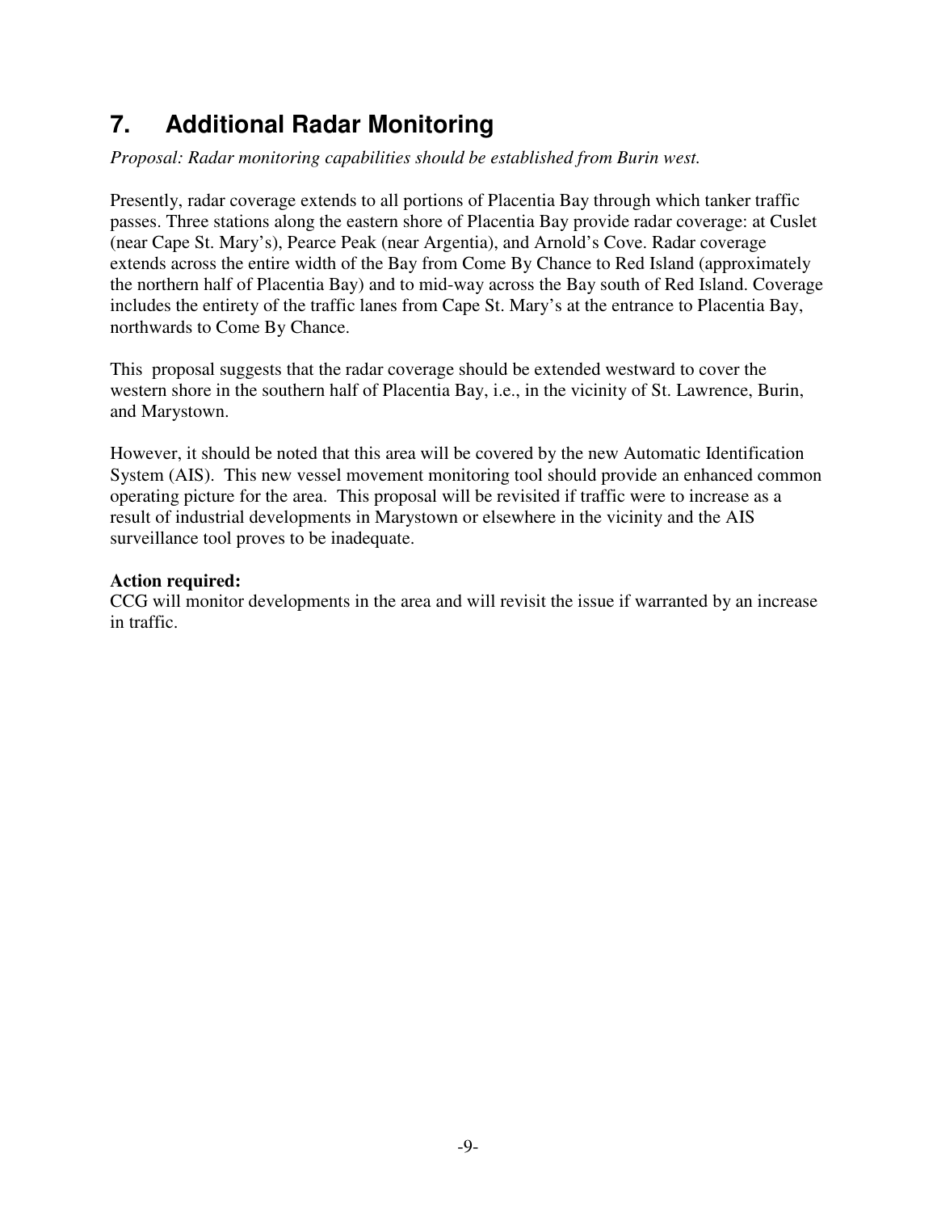## 7. Additional Radar Monitoring

*Proposal: Radar monitoring capabilities should be established from Burin west.*

Presently, radar coverage extends to all portions of Placentia Bay through which tanker traffic passes. Three stations along the eastern shore of Placentia Bay provide radar coverage: at Cuslet (near Cape St. Mary's), Pearce Peak (near Argentia), and Arnold's Cove. Radar coverage extends across the entire width of the Bay from Come By Chance to Red Island (approximately the northern half of Placentia Bay) and to mid-way across the Bay south of Red Island. Coverage includes the entirety of the traffic lanes from Cape St. Mary's at the entrance to Placentia Bay, northwards to Come By Chance.

This proposal suggests that the radar coverage should be extended westward to cover the western shore in the southern half of Placentia Bay, i.e., in the vicinity of St. Lawrence, Burin, and Marystown.

However, it should be noted that this area will be covered by the new Automatic Identification System (AIS). This new vessel movement monitoring tool should provide an enhanced common operating picture for the area. This proposal will be revisited if traffic were to increase as a result of industrial developments in Marystown or elsewhere in the vicinity and the AIS surveillance tool proves to be inadequate.

**Action required:**
CCG will monitor developments in the area and will revisit the issue if warranted by an increase in traffic.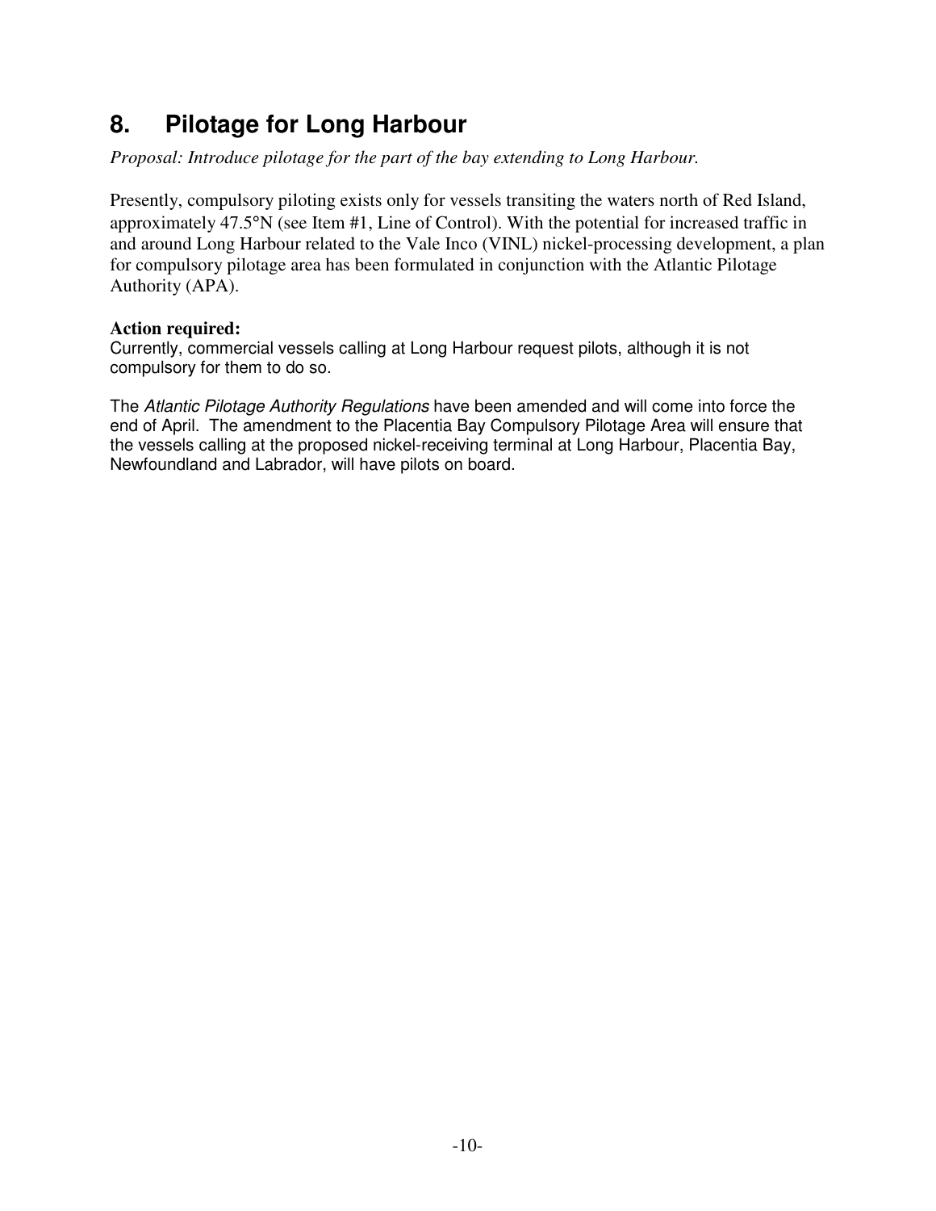# 8. Pilotage for Long Harbour

*Proposal: Introduce pilotage for the part of the bay extending to Long Harbour.*

Presently, compulsory piloting exists only for vessels transiting the waters north of Red Island, approximately 47.5°N (see Item #1, Line of Control). With the potential for increased traffic in and around Long Harbour related to the Vale Inco (VINL) nickel-processing development, a plan for compulsory pilotage area has been formulated in conjunction with the Atlantic Pilotage Authority (APA).

**Action required:**

Currently, commercial vessels calling at Long Harbour request pilots, although it is not compulsory for them to do so.

The *Atlantic Pilotage Authority Regulations* have been amended and will come into force the end of April. The amendment to the Placentia Bay Compulsory Pilotage Area will ensure that the vessels calling at the proposed nickel-receiving terminal at Long Harbour, Placentia Bay, Newfoundland and Labrador, will have pilots on board.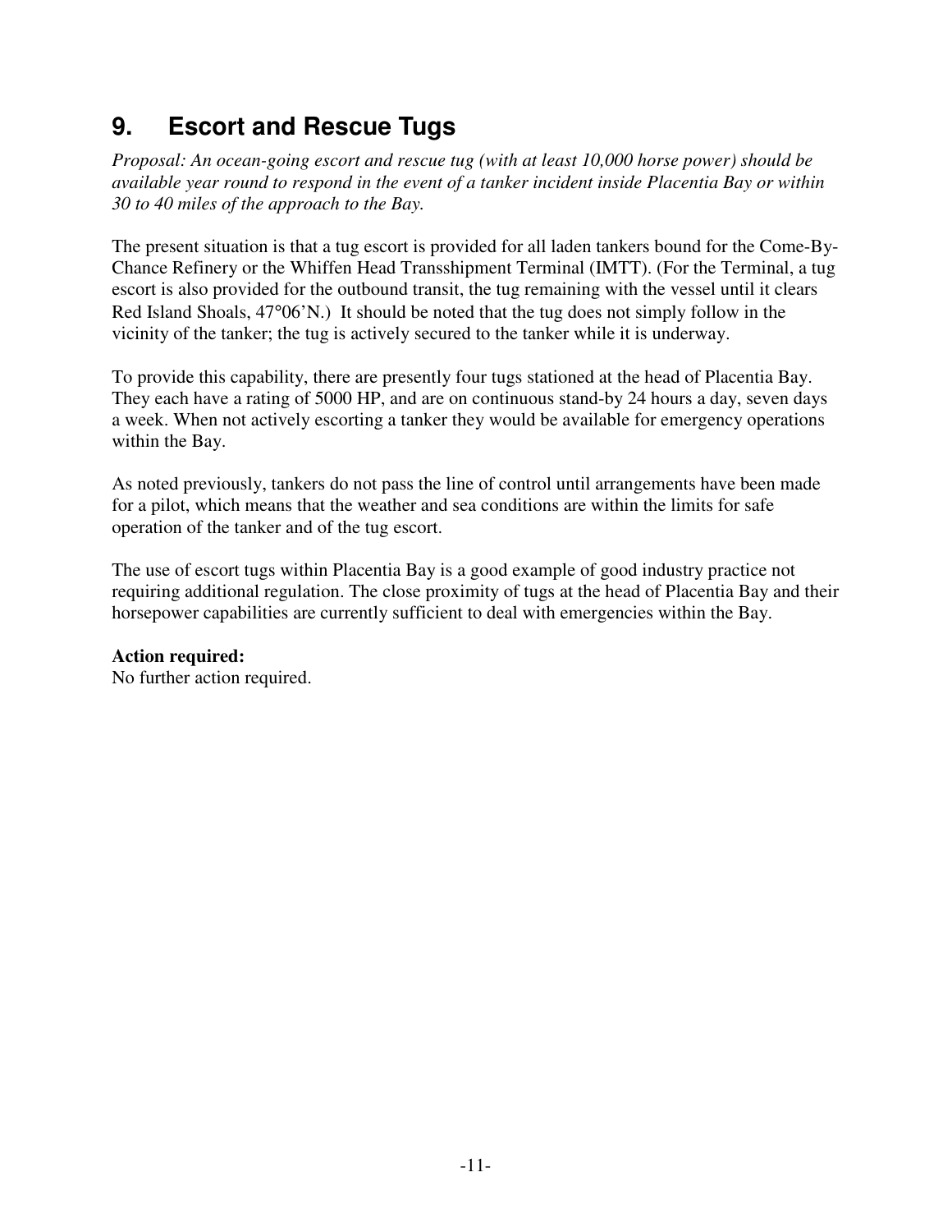## 9. Escort and Rescue Tugs

*Proposal: An ocean-going escort and rescue tug (with at least 10,000 horse power) should be available year round to respond in the event of a tanker incident inside Placentia Bay or within 30 to 40 miles of the approach to the Bay.*

The present situation is that a tug escort is provided for all laden tankers bound for the Come-By-Chance Refinery or the Whiffen Head Transshipment Terminal (IMTT). (For the Terminal, a tug escort is also provided for the outbound transit, the tug remaining with the vessel until it clears Red Island Shoals, 47°06'N.) It should be noted that the tug does not simply follow in the vicinity of the tanker; the tug is actively secured to the tanker while it is underway.

To provide this capability, there are presently four tugs stationed at the head of Placentia Bay. They each have a rating of 5000 HP, and are on continuous stand-by 24 hours a day, seven days a week. When not actively escorting a tanker they would be available for emergency operations within the Bay.

As noted previously, tankers do not pass the line of control until arrangements have been made for a pilot, which means that the weather and sea conditions are within the limits for safe operation of the tanker and of the tug escort.

The use of escort tugs within Placentia Bay is a good example of good industry practice not requiring additional regulation. The close proximity of tugs at the head of Placentia Bay and their horsepower capabilities are currently sufficient to deal with emergencies within the Bay.

**Action required:**
No further action required.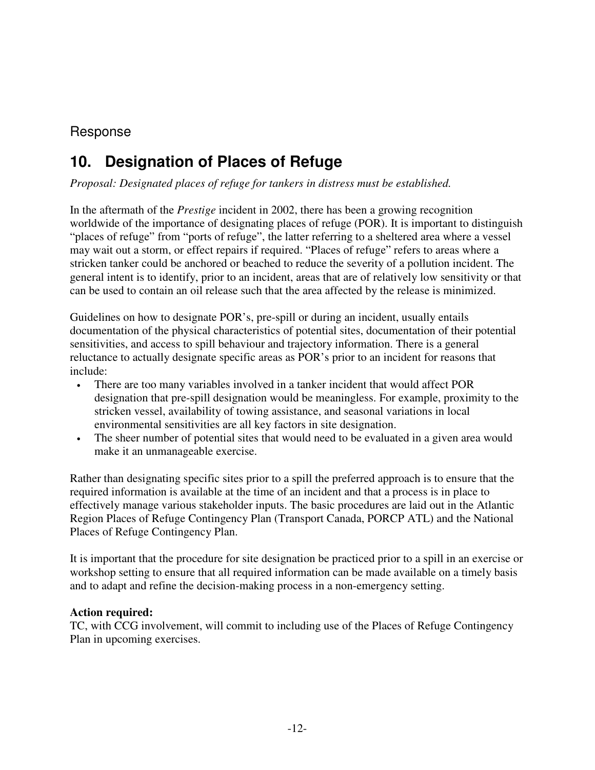Response

## 10. Designation of Places of Refuge

*Proposal: Designated places of refuge for tankers in distress must be established.*

In the aftermath of the *Prestige* incident in 2002, there has been a growing recognition worldwide of the importance of designating places of refuge (POR). It is important to distinguish "places of refuge" from "ports of refuge", the latter referring to a sheltered area where a vessel may wait out a storm, or effect repairs if required. "Places of refuge" refers to areas where a stricken tanker could be anchored or beached to reduce the severity of a pollution incident. The general intent is to identify, prior to an incident, areas that are of relatively low sensitivity or that can be used to contain an oil release such that the area affected by the release is minimized.

Guidelines on how to designate POR's, pre-spill or during an incident, usually entails documentation of the physical characteristics of potential sites, documentation of their potential sensitivities, and access to spill behaviour and trajectory information. There is a general reluctance to actually designate specific areas as POR's prior to an incident for reasons that include:

- There are too many variables involved in a tanker incident that would affect POR designation that pre-spill designation would be meaningless. For example, proximity to the stricken vessel, availability of towing assistance, and seasonal variations in local environmental sensitivities are all key factors in site designation.
- The sheer number of potential sites that would need to be evaluated in a given area would make it an unmanageable exercise.

Rather than designating specific sites prior to a spill the preferred approach is to ensure that the required information is available at the time of an incident and that a process is in place to effectively manage various stakeholder inputs. The basic procedures are laid out in the Atlantic Region Places of Refuge Contingency Plan (Transport Canada, PORCP ATL) and the National Places of Refuge Contingency Plan.

It is important that the procedure for site designation be practiced prior to a spill in an exercise or workshop setting to ensure that all required information can be made available on a timely basis and to adapt and refine the decision-making process in a non-emergency setting.

**Action required:**
TC, with CCG involvement, will commit to including use of the Places of Refuge Contingency Plan in upcoming exercises.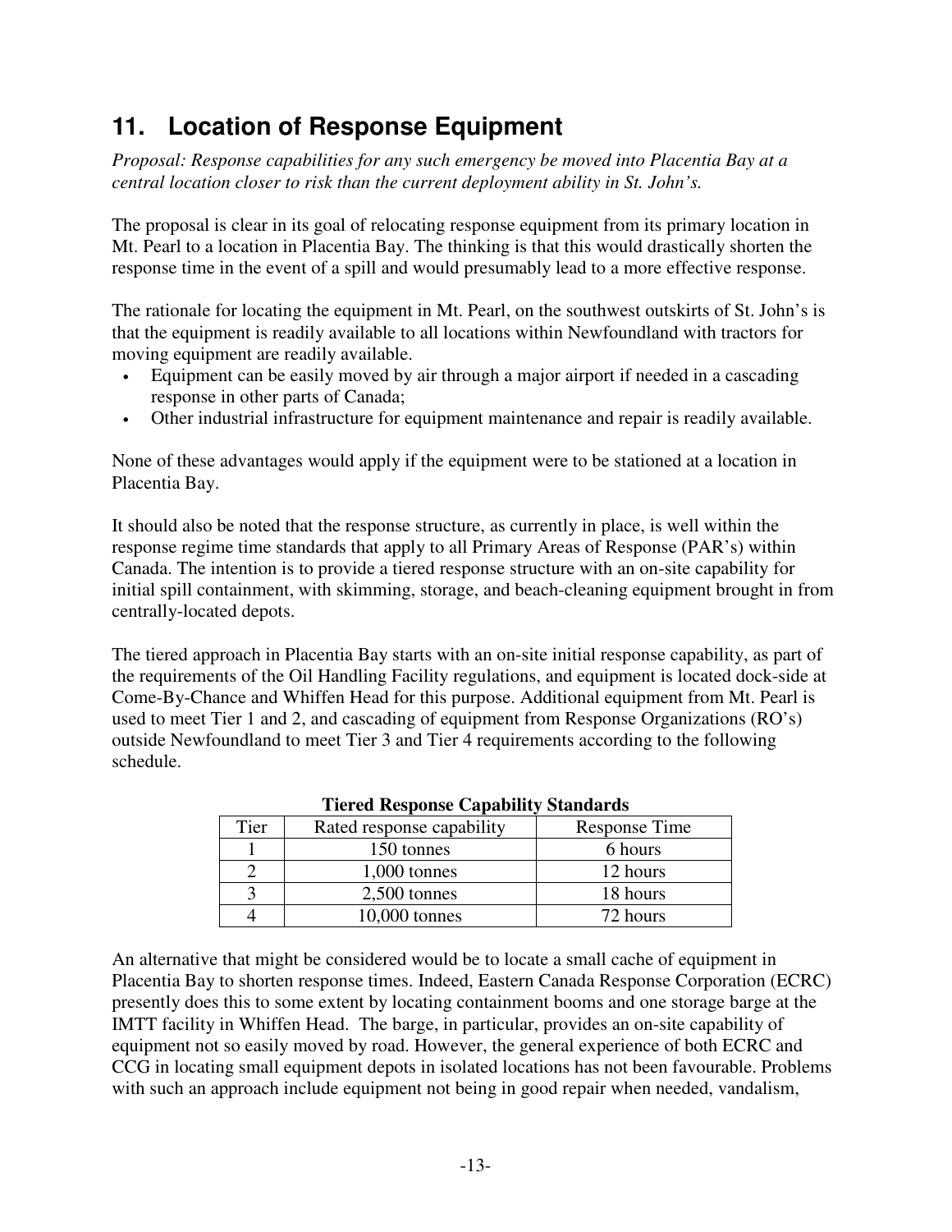## 11. Location of Response Equipment

*Proposal: Response capabilities for any such emergency be moved into Placentia Bay at a central location closer to risk than the current deployment ability in St. John's.*

The proposal is clear in its goal of relocating response equipment from its primary location in Mt. Pearl to a location in Placentia Bay. The thinking is that this would drastically shorten the response time in the event of a spill and would presumably lead to a more effective response.

The rationale for locating the equipment in Mt. Pearl, on the southwest outskirts of St. John's is that the equipment is readily available to all locations within Newfoundland with tractors for moving equipment are readily available.

- Equipment can be easily moved by air through a major airport if needed in a cascading response in other parts of Canada;
- Other industrial infrastructure for equipment maintenance and repair is readily available.

None of these advantages would apply if the equipment were to be stationed at a location in Placentia Bay.

It should also be noted that the response structure, as currently in place, is well within the response regime time standards that apply to all Primary Areas of Response (PAR's) within Canada. The intention is to provide a tiered response structure with an on-site capability for initial spill containment, with skimming, storage, and beach-cleaning equipment brought in from centrally-located depots.

The tiered approach in Placentia Bay starts with an on-site initial response capability, as part of the requirements of the Oil Handling Facility regulations, and equipment is located dock-side at Come-By-Chance and Whiffen Head for this purpose. Additional equipment from Mt. Pearl is used to meet Tier 1 and 2, and cascading of equipment from Response Organizations (RO's) outside Newfoundland to meet Tier 3 and Tier 4 requirements according to the following schedule.

**Tiered Response Capability Standards**

| Tier | Rated response capability | Response Time |
|---|---|---|
| 1 | 150 tonnes | 6 hours |
| 2 | 1,000 tonnes | 12 hours |
| 3 | 2,500 tonnes | 18 hours |
| 4 | 10,000 tonnes | 72 hours |

An alternative that might be considered would be to locate a small cache of equipment in Placentia Bay to shorten response times. Indeed, Eastern Canada Response Corporation (ECRC) presently does this to some extent by locating containment booms and one storage barge at the IMTT facility in Whiffen Head. The barge, in particular, provides an on-site capability of equipment not so easily moved by road. However, the general experience of both ECRC and CCG in locating small equipment depots in isolated locations has not been favourable. Problems with such an approach include equipment not being in good repair when needed, vandalism,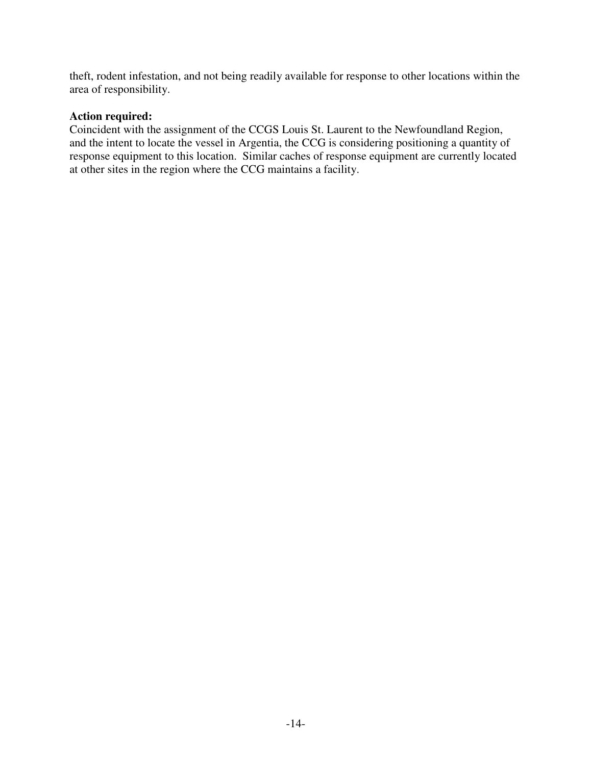theft, rodent infestation, and not being readily available for response to other locations within the area of responsibility.

**Action required:**

Coincident with the assignment of the CCGS Louis St. Laurent to the Newfoundland Region, and the intent to locate the vessel in Argentia, the CCG is considering positioning a quantity of response equipment to this location. Similar caches of response equipment are currently located at other sites in the region where the CCG maintains a facility.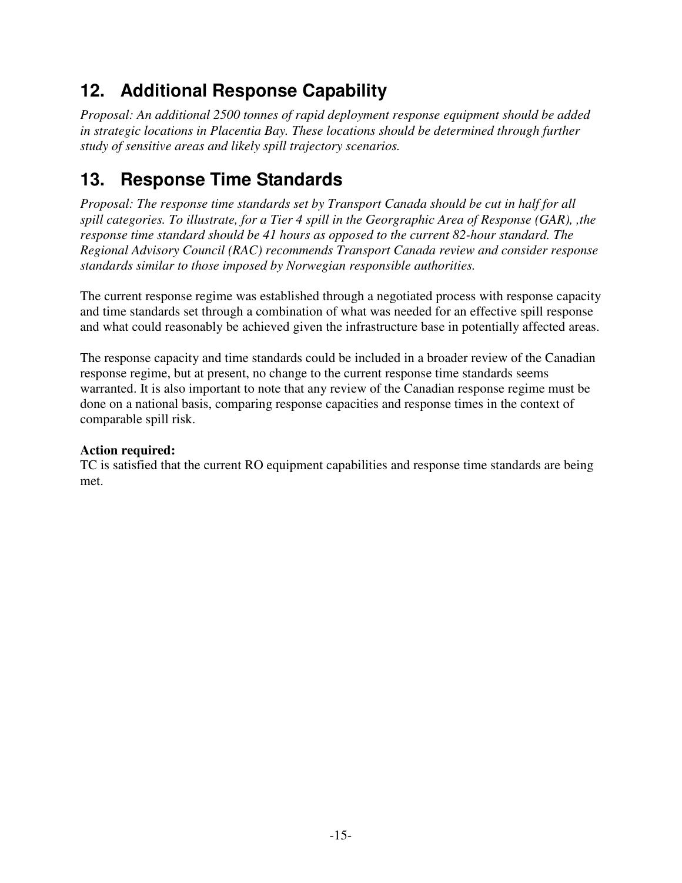## 12. Additional Response Capability

*Proposal: An additional 2500 tonnes of rapid deployment response equipment should be added in strategic locations in Placentia Bay. These locations should be determined through further study of sensitive areas and likely spill trajectory scenarios.*

## 13. Response Time Standards

*Proposal: The response time standards set by Transport Canada should be cut in half for all spill categories. To illustrate, for a Tier 4 spill in the Georgraphic Area of Response (GAR), ,the response time standard should be 41 hours as opposed to the current 82-hour standard. The Regional Advisory Council (RAC) recommends Transport Canada review and consider response standards similar to those imposed by Norwegian responsible authorities.*

The current response regime was established through a negotiated process with response capacity and time standards set through a combination of what was needed for an effective spill response and what could reasonably be achieved given the infrastructure base in potentially affected areas.

The response capacity and time standards could be included in a broader review of the Canadian response regime, but at present, no change to the current response time standards seems warranted. It is also important to note that any review of the Canadian response regime must be done on a national basis, comparing response capacities and response times in the context of comparable spill risk.

**Action required:**
TC is satisfied that the current RO equipment capabilities and response time standards are being met.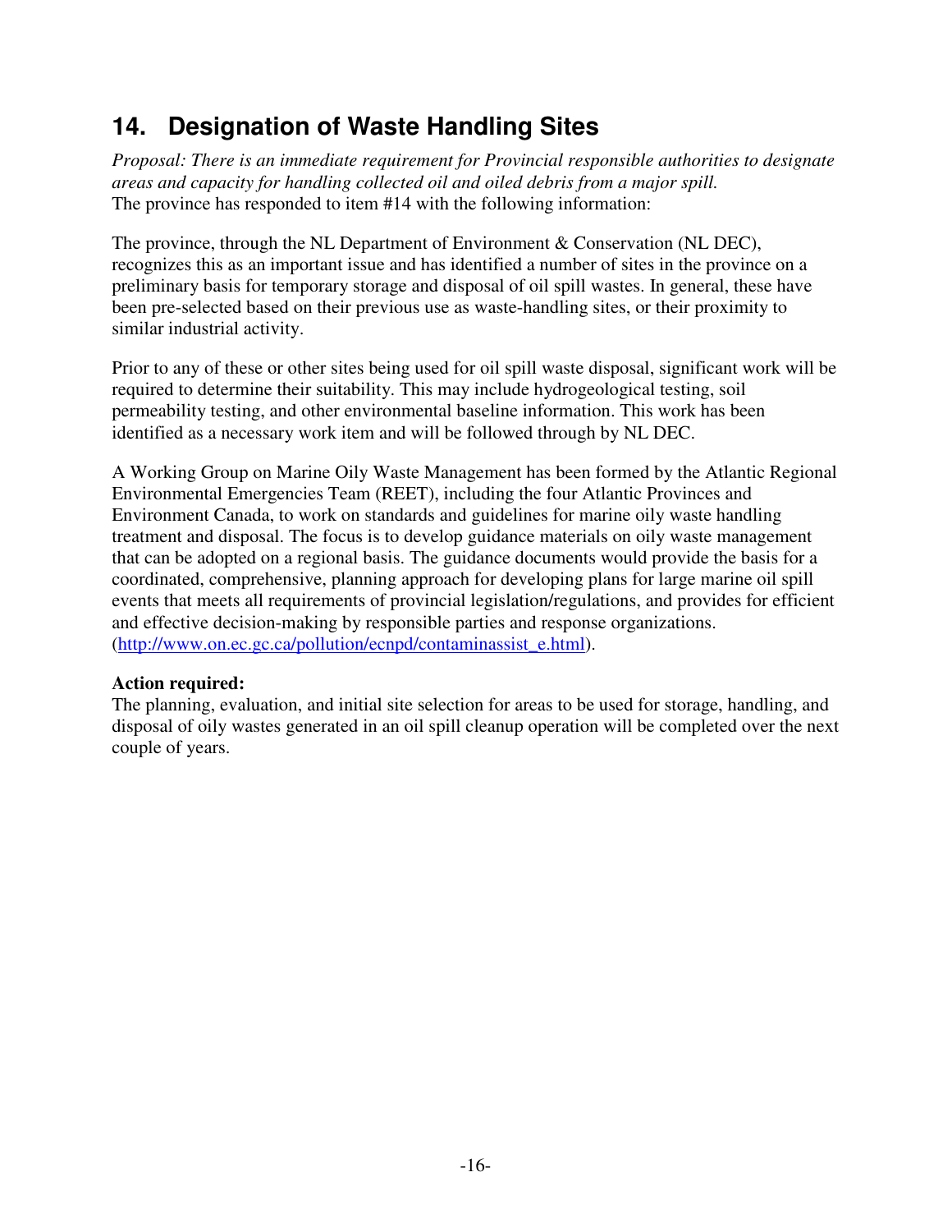## 14. Designation of Waste Handling Sites

*Proposal: There is an immediate requirement for Provincial responsible authorities to designate areas and capacity for handling collected oil and oiled debris from a major spill.*
The province has responded to item #14 with the following information:

The province, through the NL Department of Environment & Conservation (NL DEC), recognizes this as an important issue and has identified a number of sites in the province on a preliminary basis for temporary storage and disposal of oil spill wastes. In general, these have been pre-selected based on their previous use as waste-handling sites, or their proximity to similar industrial activity.

Prior to any of these or other sites being used for oil spill waste disposal, significant work will be required to determine their suitability. This may include hydrogeological testing, soil permeability testing, and other environmental baseline information. This work has been identified as a necessary work item and will be followed through by NL DEC.

A Working Group on Marine Oily Waste Management has been formed by the Atlantic Regional Environmental Emergencies Team (REET), including the four Atlantic Provinces and Environment Canada, to work on standards and guidelines for marine oily waste handling treatment and disposal. The focus is to develop guidance materials on oily waste management that can be adopted on a regional basis. The guidance documents would provide the basis for a coordinated, comprehensive, planning approach for developing plans for large marine oil spill events that meets all requirements of provincial legislation/regulations, and provides for efficient and effective decision-making by responsible parties and response organizations. (http://www.on.ec.gc.ca/pollution/ecnpd/contaminassist_e.html).

**Action required:**
The planning, evaluation, and initial site selection for areas to be used for storage, handling, and disposal of oily wastes generated in an oil spill cleanup operation will be completed over the next couple of years.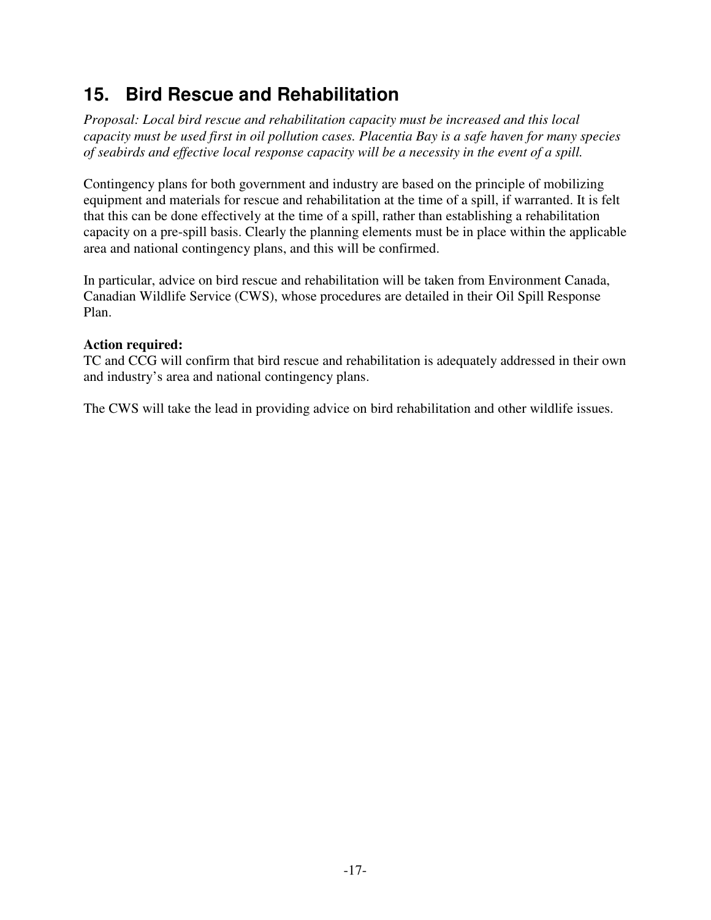## 15. Bird Rescue and Rehabilitation

*Proposal: Local bird rescue and rehabilitation capacity must be increased and this local capacity must be used first in oil pollution cases. Placentia Bay is a safe haven for many species of seabirds and effective local response capacity will be a necessity in the event of a spill.*

Contingency plans for both government and industry are based on the principle of mobilizing equipment and materials for rescue and rehabilitation at the time of a spill, if warranted. It is felt that this can be done effectively at the time of a spill, rather than establishing a rehabilitation capacity on a pre-spill basis. Clearly the planning elements must be in place within the applicable area and national contingency plans, and this will be confirmed.

In particular, advice on bird rescue and rehabilitation will be taken from Environment Canada, Canadian Wildlife Service (CWS), whose procedures are detailed in their Oil Spill Response Plan.

**Action required:**
TC and CCG will confirm that bird rescue and rehabilitation is adequately addressed in their own and industry's area and national contingency plans.

The CWS will take the lead in providing advice on bird rehabilitation and other wildlife issues.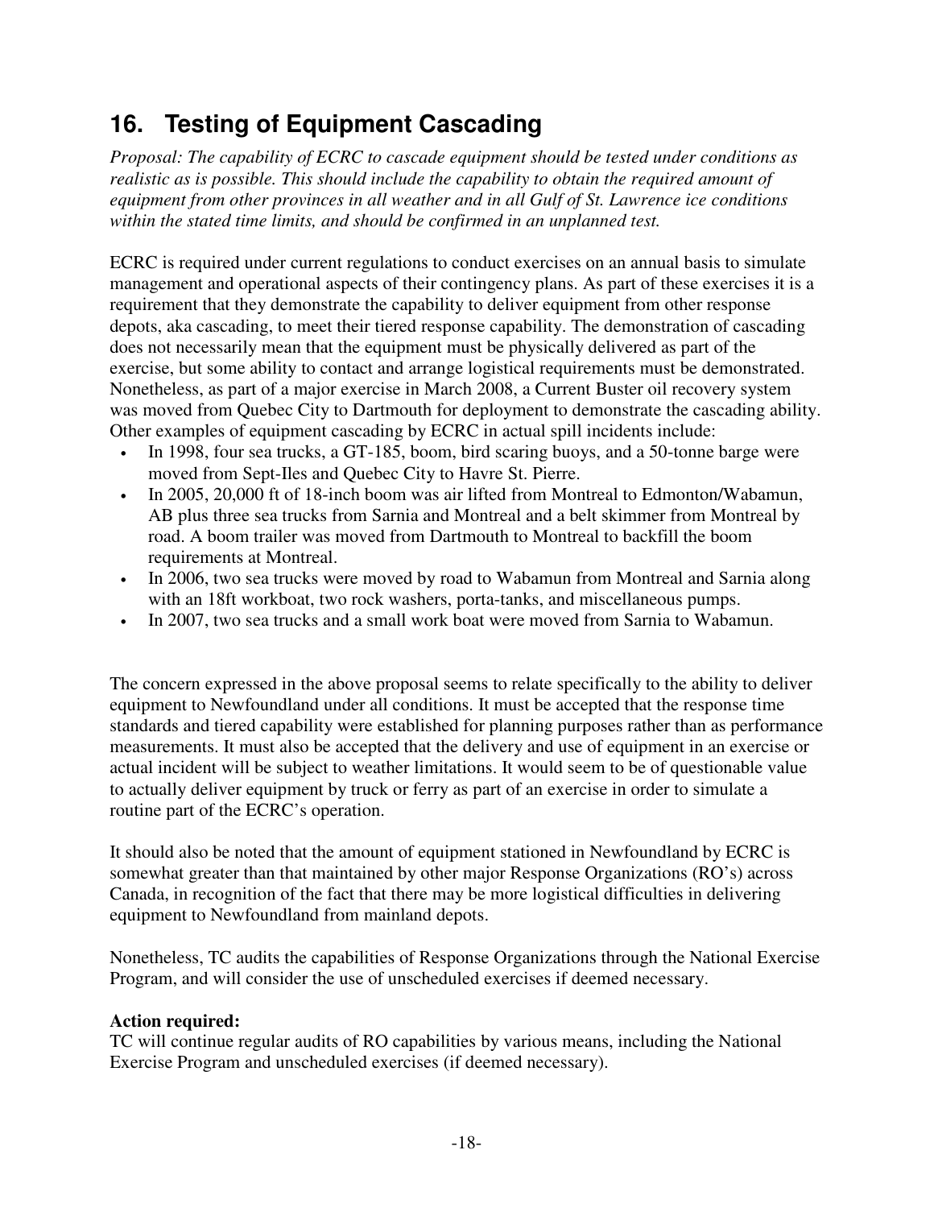## 16. Testing of Equipment Cascading

*Proposal: The capability of ECRC to cascade equipment should be tested under conditions as realistic as is possible. This should include the capability to obtain the required amount of equipment from other provinces in all weather and in all Gulf of St. Lawrence ice conditions within the stated time limits, and should be confirmed in an unplanned test.*

ECRC is required under current regulations to conduct exercises on an annual basis to simulate management and operational aspects of their contingency plans. As part of these exercises it is a requirement that they demonstrate the capability to deliver equipment from other response depots, aka cascading, to meet their tiered response capability. The demonstration of cascading does not necessarily mean that the equipment must be physically delivered as part of the exercise, but some ability to contact and arrange logistical requirements must be demonstrated. Nonetheless, as part of a major exercise in March 2008, a Current Buster oil recovery system was moved from Quebec City to Dartmouth for deployment to demonstrate the cascading ability. Other examples of equipment cascading by ECRC in actual spill incidents include:

- In 1998, four sea trucks, a GT-185, boom, bird scaring buoys, and a 50-tonne barge were moved from Sept-Iles and Quebec City to Havre St. Pierre.
- In 2005, 20,000 ft of 18-inch boom was air lifted from Montreal to Edmonton/Wabamun, AB plus three sea trucks from Sarnia and Montreal and a belt skimmer from Montreal by road. A boom trailer was moved from Dartmouth to Montreal to backfill the boom requirements at Montreal.
- In 2006, two sea trucks were moved by road to Wabamun from Montreal and Sarnia along with an 18ft workboat, two rock washers, porta-tanks, and miscellaneous pumps.
- In 2007, two sea trucks and a small work boat were moved from Sarnia to Wabamun.

The concern expressed in the above proposal seems to relate specifically to the ability to deliver equipment to Newfoundland under all conditions. It must be accepted that the response time standards and tiered capability were established for planning purposes rather than as performance measurements. It must also be accepted that the delivery and use of equipment in an exercise or actual incident will be subject to weather limitations. It would seem to be of questionable value to actually deliver equipment by truck or ferry as part of an exercise in order to simulate a routine part of the ECRC's operation.

It should also be noted that the amount of equipment stationed in Newfoundland by ECRC is somewhat greater than that maintained by other major Response Organizations (RO's) across Canada, in recognition of the fact that there may be more logistical difficulties in delivering equipment to Newfoundland from mainland depots.

Nonetheless, TC audits the capabilities of Response Organizations through the National Exercise Program, and will consider the use of unscheduled exercises if deemed necessary.

**Action required:**
TC will continue regular audits of RO capabilities by various means, including the National Exercise Program and unscheduled exercises (if deemed necessary).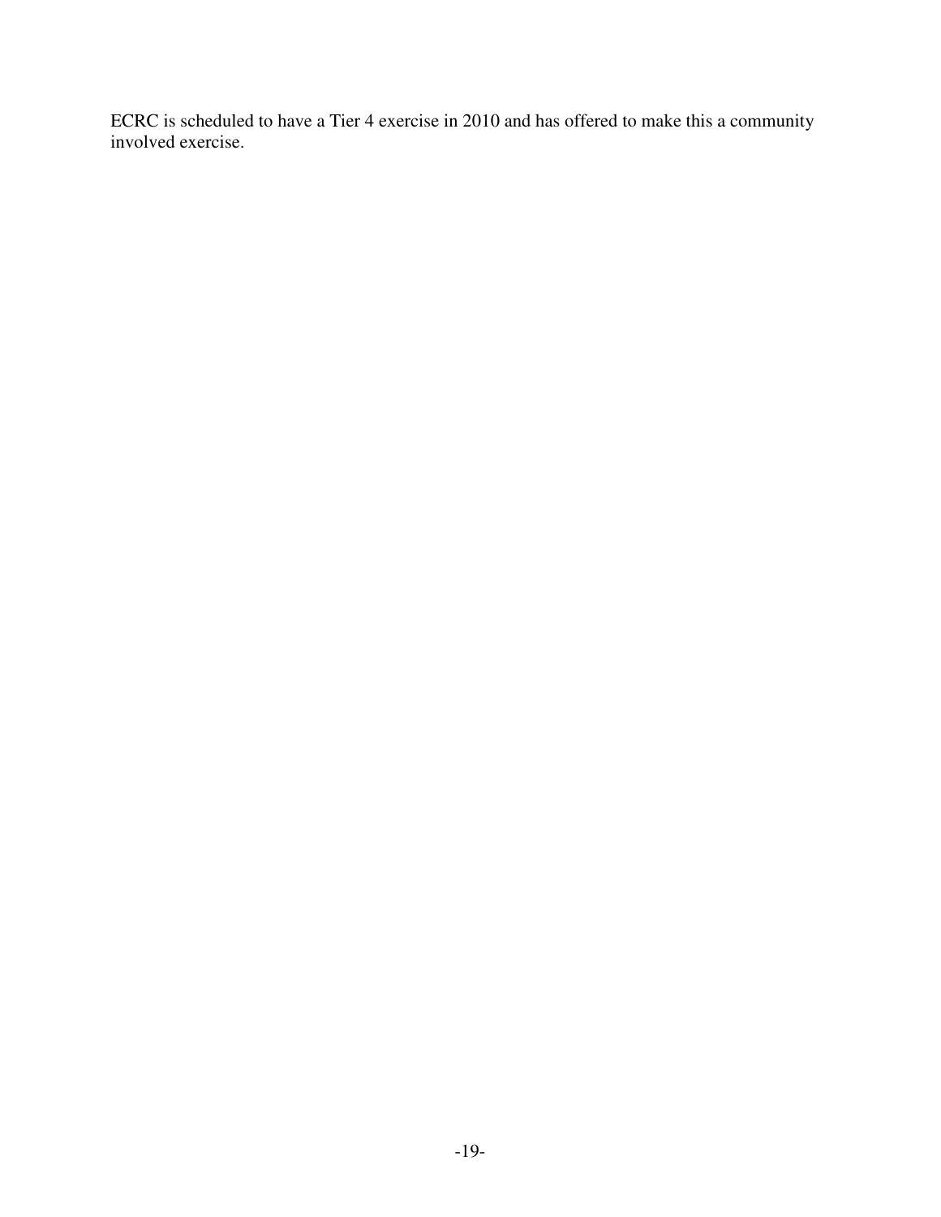ECRC is scheduled to have a Tier 4 exercise in 2010 and has offered to make this a community involved exercise.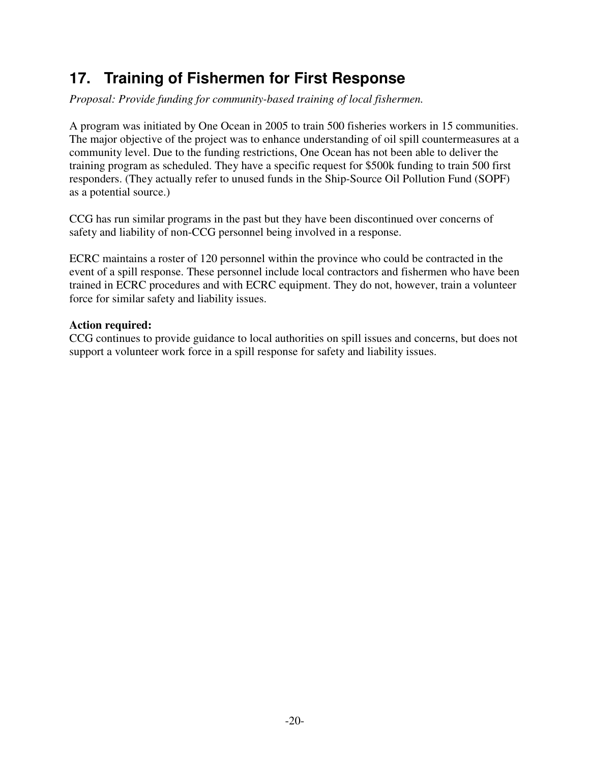## 17. Training of Fishermen for First Response

*Proposal: Provide funding for community-based training of local fishermen.*

A program was initiated by One Ocean in 2005 to train 500 fisheries workers in 15 communities. The major objective of the project was to enhance understanding of oil spill countermeasures at a community level. Due to the funding restrictions, One Ocean has not been able to deliver the training program as scheduled. They have a specific request for $500k funding to train 500 first responders. (They actually refer to unused funds in the Ship-Source Oil Pollution Fund (SOPF) as a potential source.)

CCG has run similar programs in the past but they have been discontinued over concerns of safety and liability of non-CCG personnel being involved in a response.

ECRC maintains a roster of 120 personnel within the province who could be contracted in the event of a spill response. These personnel include local contractors and fishermen who have been trained in ECRC procedures and with ECRC equipment. They do not, however, train a volunteer force for similar safety and liability issues.

**Action required:**
CCG continues to provide guidance to local authorities on spill issues and concerns, but does not support a volunteer work force in a spill response for safety and liability issues.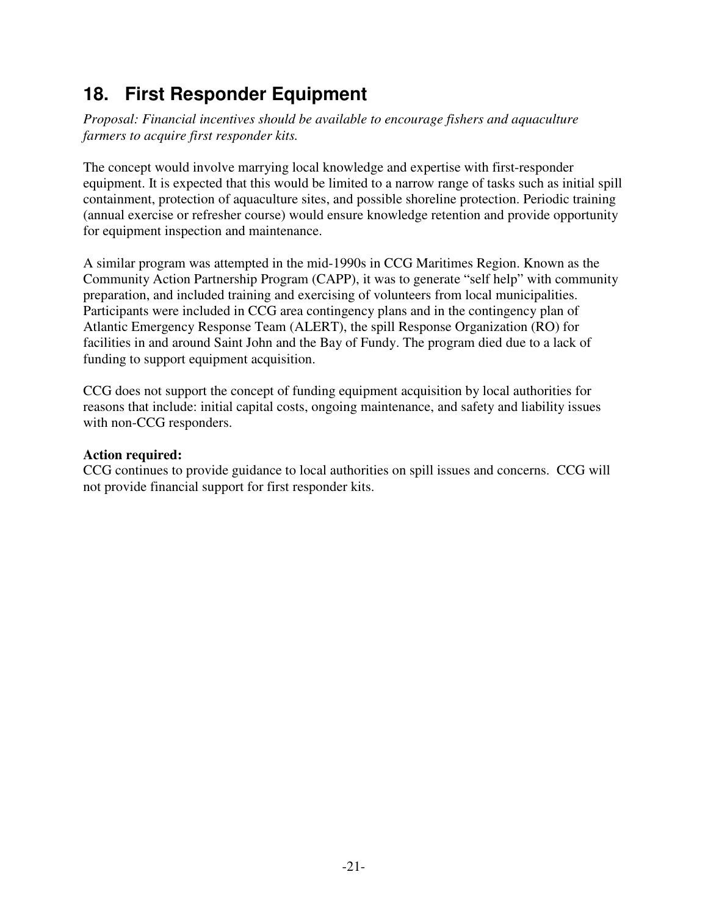## 18. First Responder Equipment

*Proposal: Financial incentives should be available to encourage fishers and aquaculture farmers to acquire first responder kits.*

The concept would involve marrying local knowledge and expertise with first-responder equipment. It is expected that this would be limited to a narrow range of tasks such as initial spill containment, protection of aquaculture sites, and possible shoreline protection. Periodic training (annual exercise or refresher course) would ensure knowledge retention and provide opportunity for equipment inspection and maintenance.

A similar program was attempted in the mid-1990s in CCG Maritimes Region. Known as the Community Action Partnership Program (CAPP), it was to generate "self help" with community preparation, and included training and exercising of volunteers from local municipalities. Participants were included in CCG area contingency plans and in the contingency plan of Atlantic Emergency Response Team (ALERT), the spill Response Organization (RO) for facilities in and around Saint John and the Bay of Fundy. The program died due to a lack of funding to support equipment acquisition.

CCG does not support the concept of funding equipment acquisition by local authorities for reasons that include: initial capital costs, ongoing maintenance, and safety and liability issues with non-CCG responders.

**Action required:**
CCG continues to provide guidance to local authorities on spill issues and concerns. CCG will not provide financial support for first responder kits.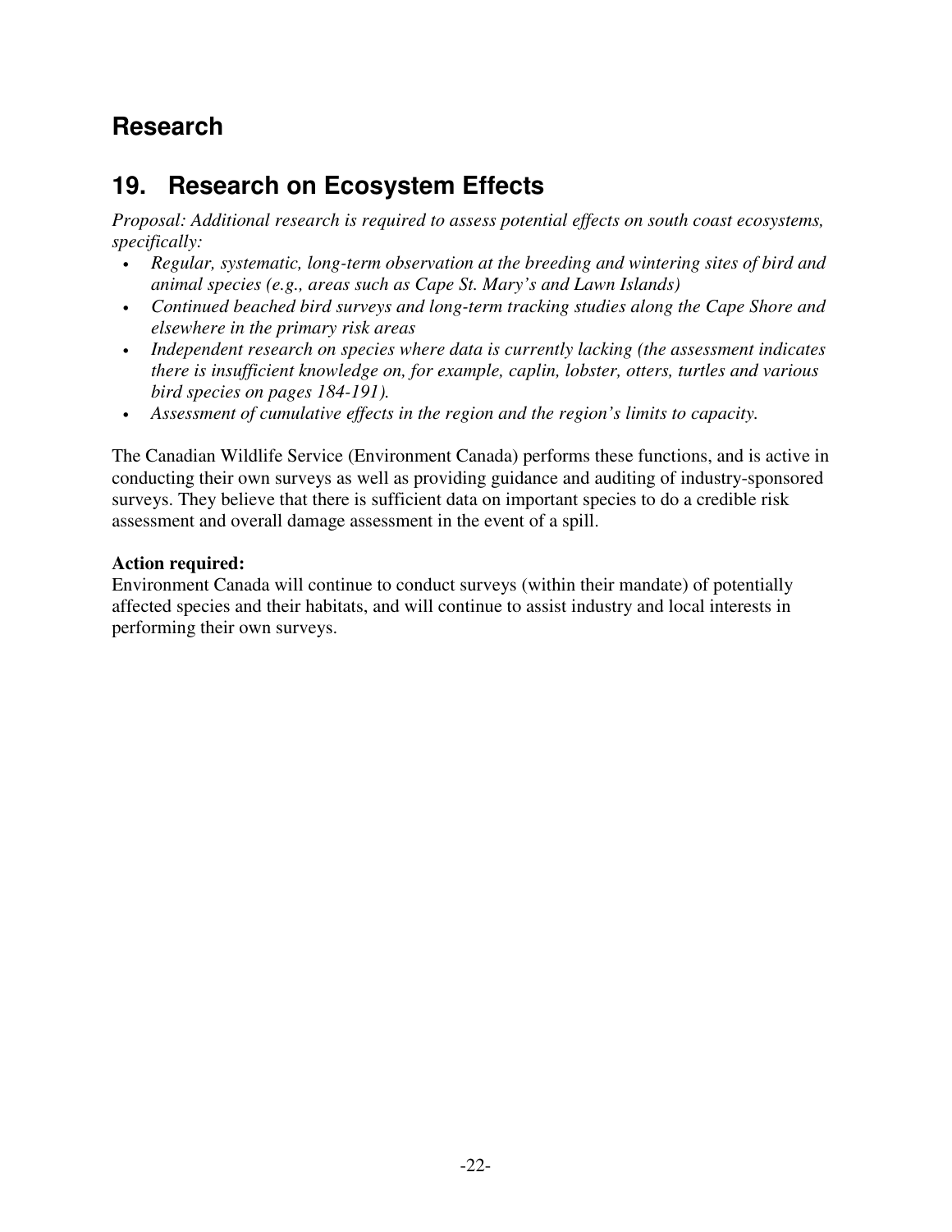# Research

## 19. Research on Ecosystem Effects

*Proposal: Additional research is required to assess potential effects on south coast ecosystems, specifically:*

- *Regular, systematic, long-term observation at the breeding and wintering sites of bird and animal species (e.g., areas such as Cape St. Mary's and Lawn Islands)*
- *Continued beached bird surveys and long-term tracking studies along the Cape Shore and elsewhere in the primary risk areas*
- *Independent research on species where data is currently lacking (the assessment indicates there is insufficient knowledge on, for example, caplin, lobster, otters, turtles and various bird species on pages 184-191).*
- *Assessment of cumulative effects in the region and the region's limits to capacity.*

The Canadian Wildlife Service (Environment Canada) performs these functions, and is active in conducting their own surveys as well as providing guidance and auditing of industry-sponsored surveys. They believe that there is sufficient data on important species to do a credible risk assessment and overall damage assessment in the event of a spill.

**Action required:**
Environment Canada will continue to conduct surveys (within their mandate) of potentially affected species and their habitats, and will continue to assist industry and local interests in performing their own surveys.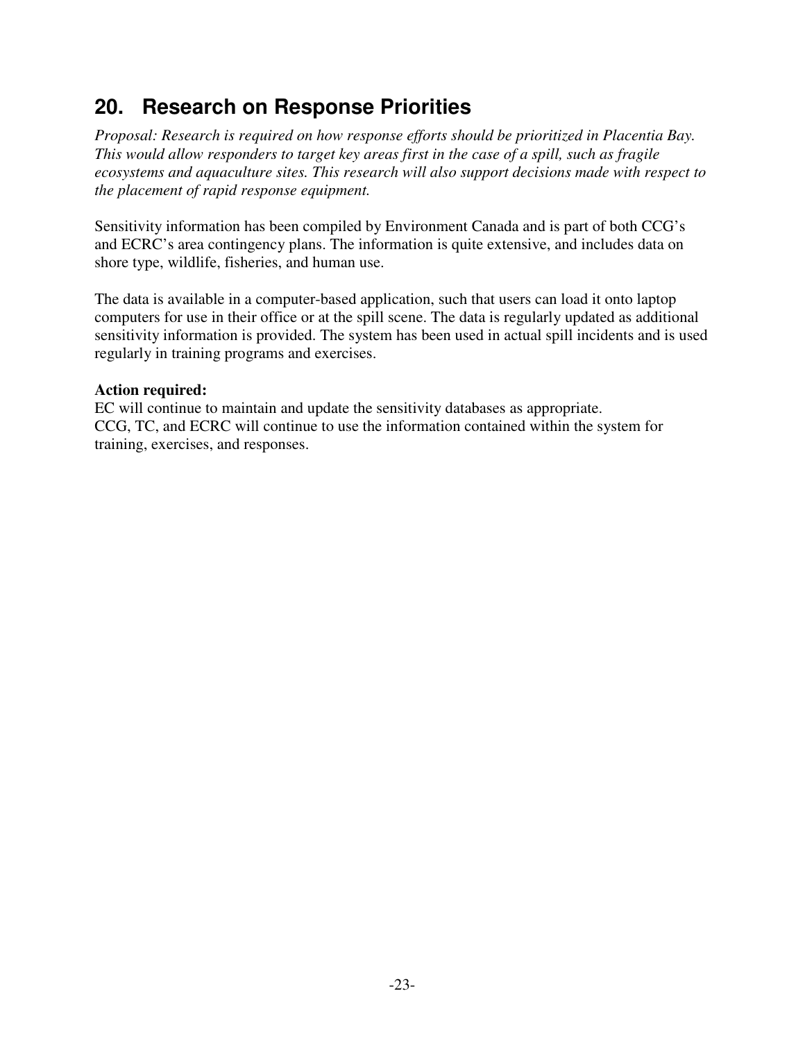## 20. Research on Response Priorities

*Proposal: Research is required on how response efforts should be prioritized in Placentia Bay. This would allow responders to target key areas first in the case of a spill, such as fragile ecosystems and aquaculture sites. This research will also support decisions made with respect to the placement of rapid response equipment.*

Sensitivity information has been compiled by Environment Canada and is part of both CCG's and ECRC's area contingency plans. The information is quite extensive, and includes data on shore type, wildlife, fisheries, and human use.

The data is available in a computer-based application, such that users can load it onto laptop computers for use in their office or at the spill scene. The data is regularly updated as additional sensitivity information is provided. The system has been used in actual spill incidents and is used regularly in training programs and exercises.

**Action required:**
EC will continue to maintain and update the sensitivity databases as appropriate.
CCG, TC, and ECRC will continue to use the information contained within the system for training, exercises, and responses.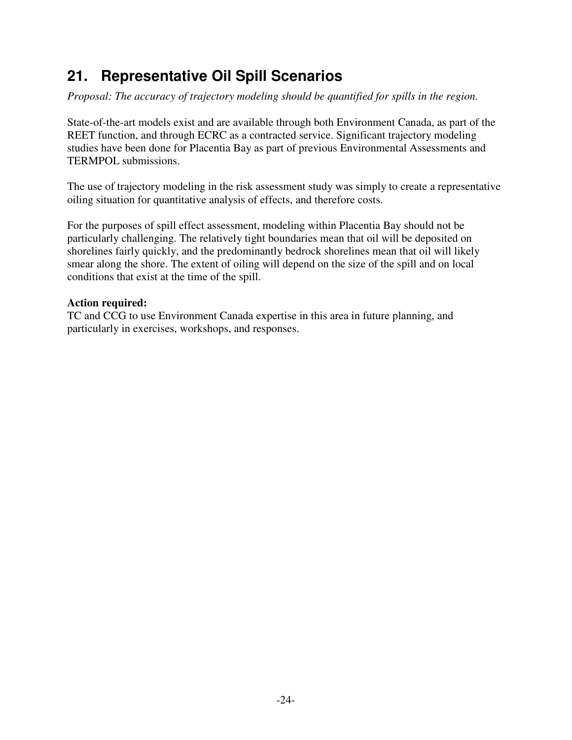## 21. Representative Oil Spill Scenarios

*Proposal: The accuracy of trajectory modeling should be quantified for spills in the region.*

State-of-the-art models exist and are available through both Environment Canada, as part of the REET function, and through ECRC as a contracted service. Significant trajectory modeling studies have been done for Placentia Bay as part of previous Environmental Assessments and TERMPOL submissions.

The use of trajectory modeling in the risk assessment study was simply to create a representative oiling situation for quantitative analysis of effects, and therefore costs.

For the purposes of spill effect assessment, modeling within Placentia Bay should not be particularly challenging. The relatively tight boundaries mean that oil will be deposited on shorelines fairly quickly, and the predominantly bedrock shorelines mean that oil will likely smear along the shore. The extent of oiling will depend on the size of the spill and on local conditions that exist at the time of the spill.

**Action required:**
TC and CCG to use Environment Canada expertise in this area in future planning, and particularly in exercises, workshops, and responses.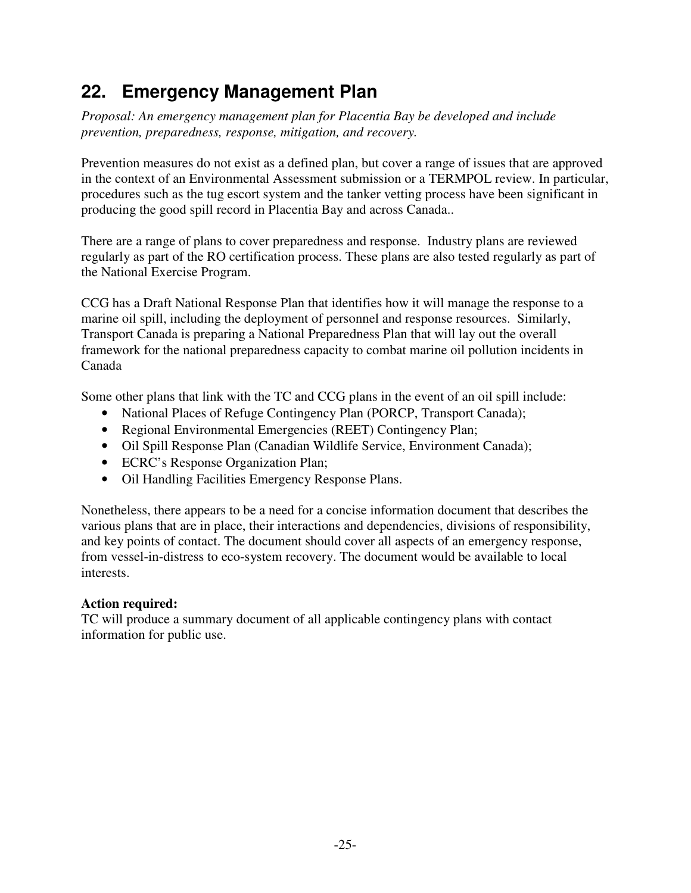## 22. Emergency Management Plan

*Proposal: An emergency management plan for Placentia Bay be developed and include prevention, preparedness, response, mitigation, and recovery.*

Prevention measures do not exist as a defined plan, but cover a range of issues that are approved in the context of an Environmental Assessment submission or a TERMPOL review. In particular, procedures such as the tug escort system and the tanker vetting process have been significant in producing the good spill record in Placentia Bay and across Canada..

There are a range of plans to cover preparedness and response. Industry plans are reviewed regularly as part of the RO certification process. These plans are also tested regularly as part of the National Exercise Program.

CCG has a Draft National Response Plan that identifies how it will manage the response to a marine oil spill, including the deployment of personnel and response resources. Similarly, Transport Canada is preparing a National Preparedness Plan that will lay out the overall framework for the national preparedness capacity to combat marine oil pollution incidents in Canada

Some other plans that link with the TC and CCG plans in the event of an oil spill include:

- National Places of Refuge Contingency Plan (PORCP, Transport Canada);
- Regional Environmental Emergencies (REET) Contingency Plan;
- Oil Spill Response Plan (Canadian Wildlife Service, Environment Canada);
- ECRC's Response Organization Plan;
- Oil Handling Facilities Emergency Response Plans.

Nonetheless, there appears to be a need for a concise information document that describes the various plans that are in place, their interactions and dependencies, divisions of responsibility, and key points of contact. The document should cover all aspects of an emergency response, from vessel-in-distress to eco-system recovery. The document would be available to local interests.

**Action required:**
TC will produce a summary document of all applicable contingency plans with contact information for public use.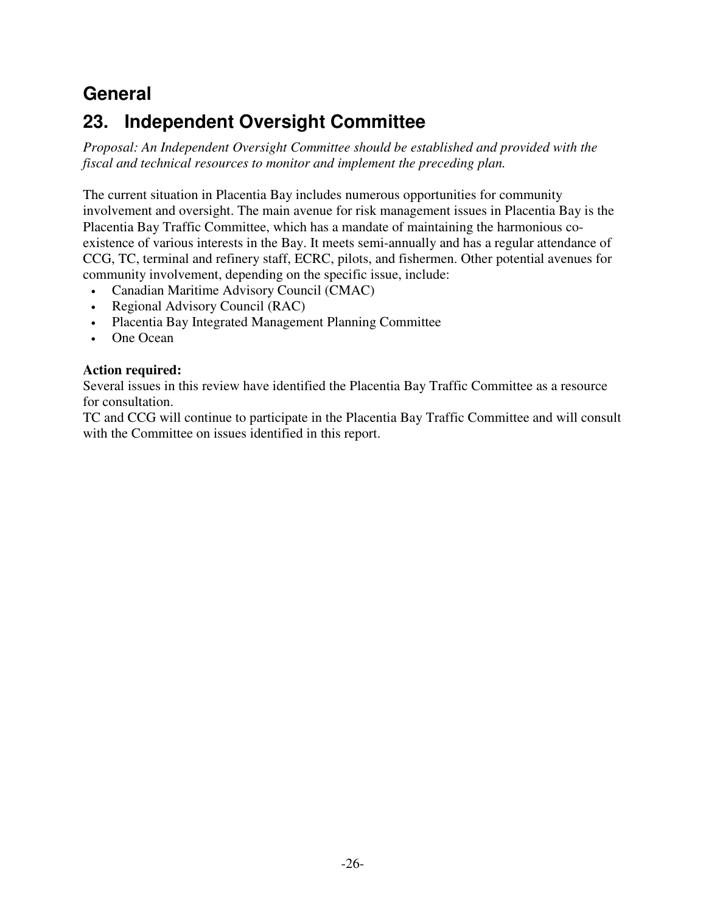# General

## 23. Independent Oversight Committee

*Proposal: An Independent Oversight Committee should be established and provided with the fiscal and technical resources to monitor and implement the preceding plan.*

The current situation in Placentia Bay includes numerous opportunities for community involvement and oversight. The main avenue for risk management issues in Placentia Bay is the Placentia Bay Traffic Committee, which has a mandate of maintaining the harmonious co-existence of various interests in the Bay. It meets semi-annually and has a regular attendance of CCG, TC, terminal and refinery staff, ECRC, pilots, and fishermen. Other potential avenues for community involvement, depending on the specific issue, include:

- Canadian Maritime Advisory Council (CMAC)
- Regional Advisory Council (RAC)
- Placentia Bay Integrated Management Planning Committee
- One Ocean

**Action required:**
Several issues in this review have identified the Placentia Bay Traffic Committee as a resource for consultation.
TC and CCG will continue to participate in the Placentia Bay Traffic Committee and will consult with the Committee on issues identified in this report.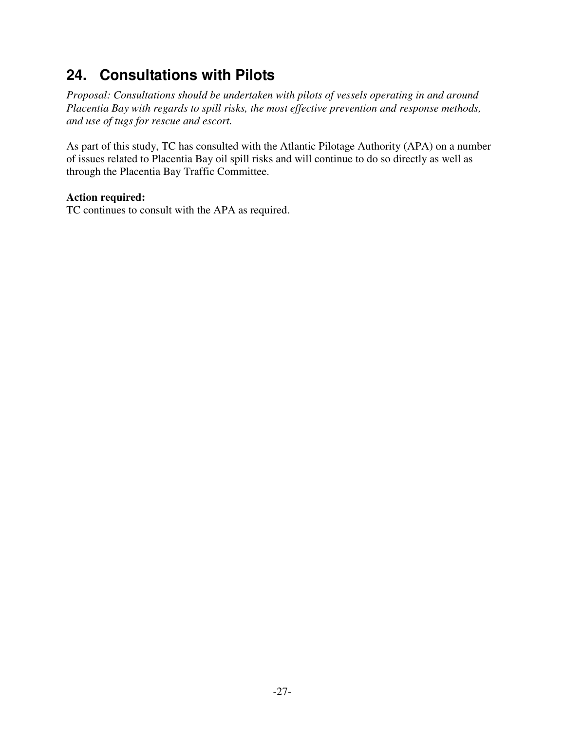## 24. Consultations with Pilots

*Proposal: Consultations should be undertaken with pilots of vessels operating in and around Placentia Bay with regards to spill risks, the most effective prevention and response methods, and use of tugs for rescue and escort.*

As part of this study, TC has consulted with the Atlantic Pilotage Authority (APA) on a number of issues related to Placentia Bay oil spill risks and will continue to do so directly as well as through the Placentia Bay Traffic Committee.

**Action required:**
TC continues to consult with the APA as required.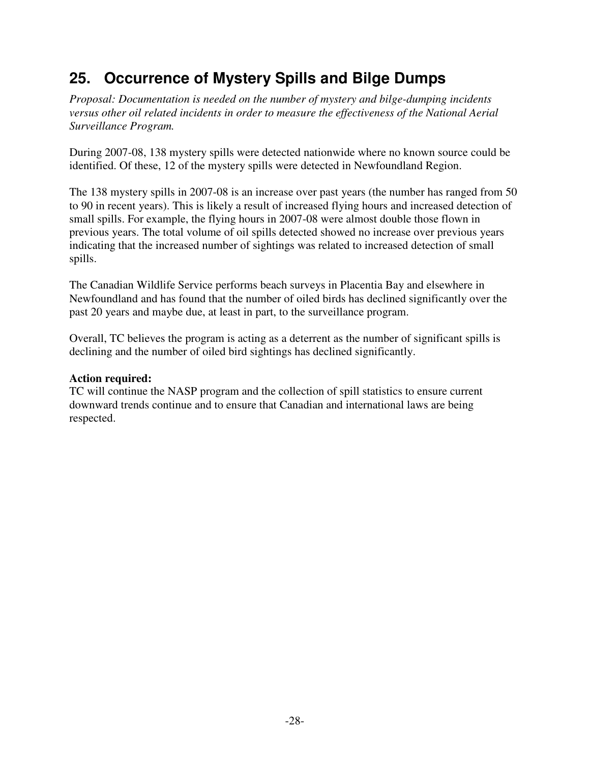## 25. Occurrence of Mystery Spills and Bilge Dumps

*Proposal: Documentation is needed on the number of mystery and bilge-dumping incidents versus other oil related incidents in order to measure the effectiveness of the National Aerial Surveillance Program.*

During 2007-08, 138 mystery spills were detected nationwide where no known source could be identified. Of these, 12 of the mystery spills were detected in Newfoundland Region.

The 138 mystery spills in 2007-08 is an increase over past years (the number has ranged from 50 to 90 in recent years). This is likely a result of increased flying hours and increased detection of small spills. For example, the flying hours in 2007-08 were almost double those flown in previous years. The total volume of oil spills detected showed no increase over previous years indicating that the increased number of sightings was related to increased detection of small spills.

The Canadian Wildlife Service performs beach surveys in Placentia Bay and elsewhere in Newfoundland and has found that the number of oiled birds has declined significantly over the past 20 years and maybe due, at least in part, to the surveillance program.

Overall, TC believes the program is acting as a deterrent as the number of significant spills is declining and the number of oiled bird sightings has declined significantly.

**Action required:**
TC will continue the NASP program and the collection of spill statistics to ensure current downward trends continue and to ensure that Canadian and international laws are being respected.